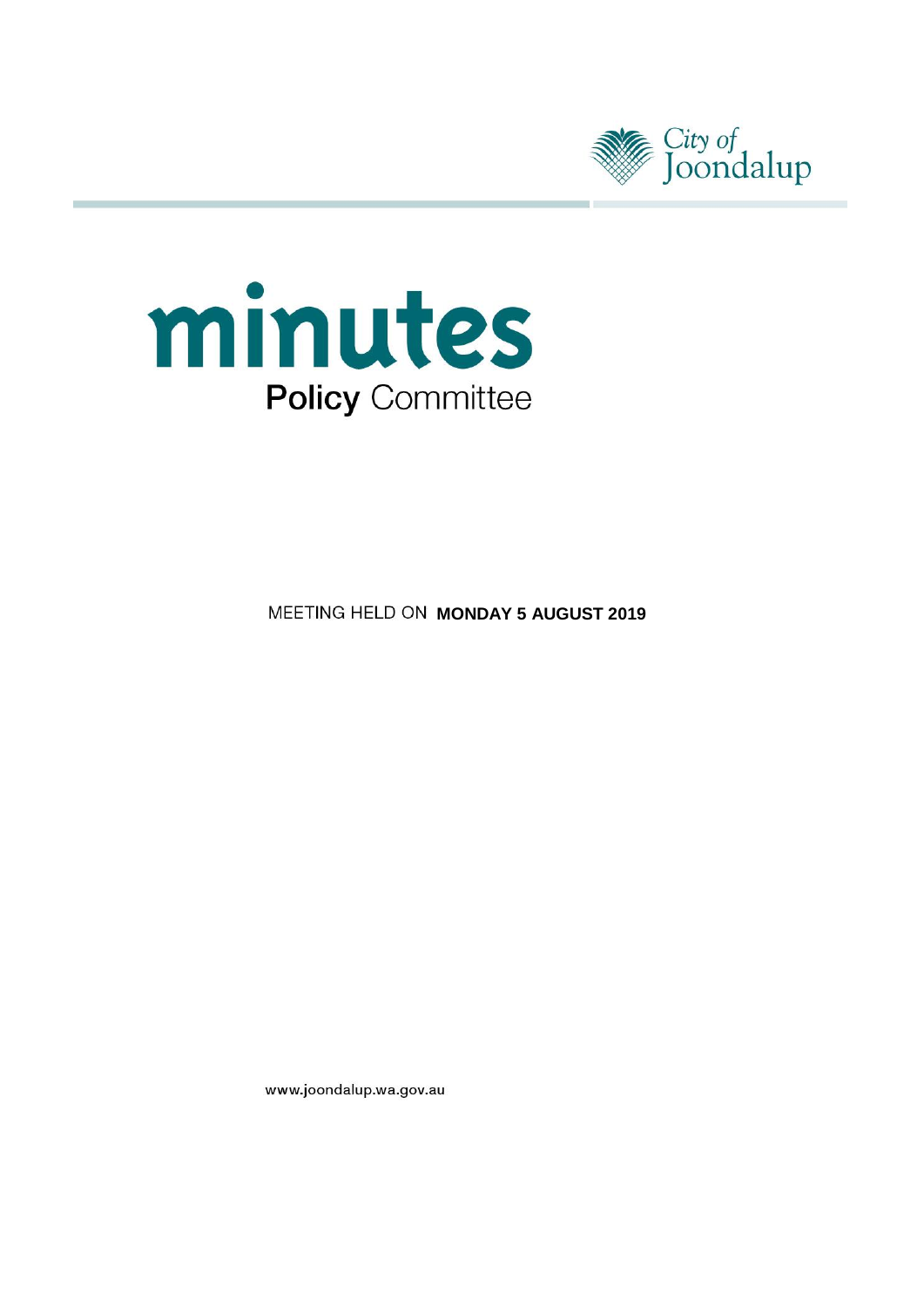City of Joondalup

# minutes

## Policy Committee

MEETING HELD ON **MONDAY 5 AUGUST 2019**

www.joondalup.wa.gov.au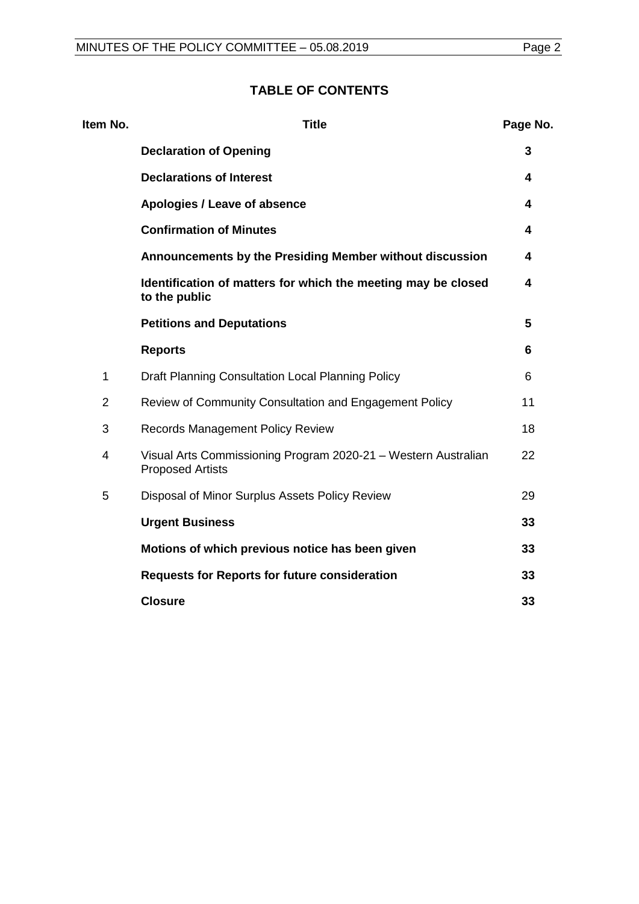## TABLE OF CONTENTS

| Item No. | Title | Page No. |
|---|---|---|
| | **Declaration of Opening** | **3** |
| | **Declarations of Interest** | **4** |
| | **Apologies / Leave of absence** | **4** |
| | **Confirmation of Minutes** | **4** |
| | **Announcements by the Presiding Member without discussion** | **4** |
| | **Identification of matters for which the meeting may be closed to the public** | **4** |
| | **Petitions and Deputations** | **5** |
| | **Reports** | **6** |
| 1 | Draft Planning Consultation Local Planning Policy | 6 |
| 2 | Review of Community Consultation and Engagement Policy | 11 |
| 3 | Records Management Policy Review | 18 |
| 4 | Visual Arts Commissioning Program 2020-21 – Western Australian Proposed Artists | 22 |
| 5 | Disposal of Minor Surplus Assets Policy Review | 29 |
| | **Urgent Business** | **33** |
| | **Motions of which previous notice has been given** | **33** |
| | **Requests for Reports for future consideration** | **33** |
| | **Closure** | **33** |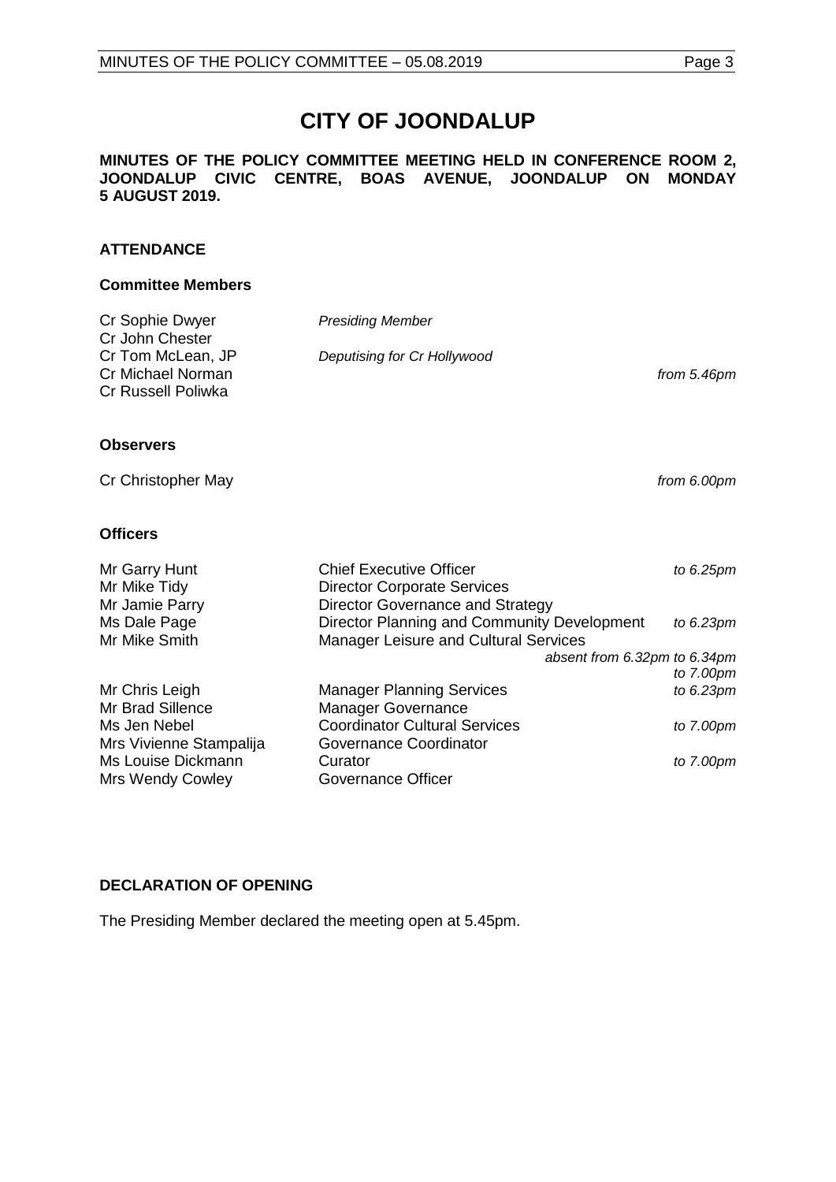# CITY OF JOONDALUP

**MINUTES OF THE POLICY COMMITTEE MEETING HELD IN CONFERENCE ROOM 2, JOONDALUP CIVIC CENTRE, BOAS AVENUE, JOONDALUP ON MONDAY 5 AUGUST 2019.**

## ATTENDANCE

### Committee Members

| | | |
|---|---|---|
| Cr Sophie Dwyer | *Presiding Member* | |
| Cr John Chester | | |
| Cr Tom McLean, JP | *Deputising for Cr Hollywood* | |
| Cr Michael Norman | | *from 5.46pm* |
| Cr Russell Poliwka | | |

### Observers

| | |
|---|---|
| Cr Christopher May | *from 6.00pm* |

### Officers

| | | |
|---|---|---|
| Mr Garry Hunt | Chief Executive Officer | *to 6.25pm* |
| Mr Mike Tidy | Director Corporate Services | |
| Mr Jamie Parry | Director Governance and Strategy | |
| Ms Dale Page | Director Planning and Community Development | *to 6.23pm* |
| Mr Mike Smith | Manager Leisure and Cultural Services | *absent from 6.32pm to 6.34pm to 7.00pm* |
| Mr Chris Leigh | Manager Planning Services | *to 6.23pm* |
| Mr Brad Sillence | Manager Governance | |
| Ms Jen Nebel | Coordinator Cultural Services | *to 7.00pm* |
| Mrs Vivienne Stampalija | Governance Coordinator | |
| Ms Louise Dickmann | Curator | *to 7.00pm* |
| Mrs Wendy Cowley | Governance Officer | |

## DECLARATION OF OPENING

The Presiding Member declared the meeting open at 5.45pm.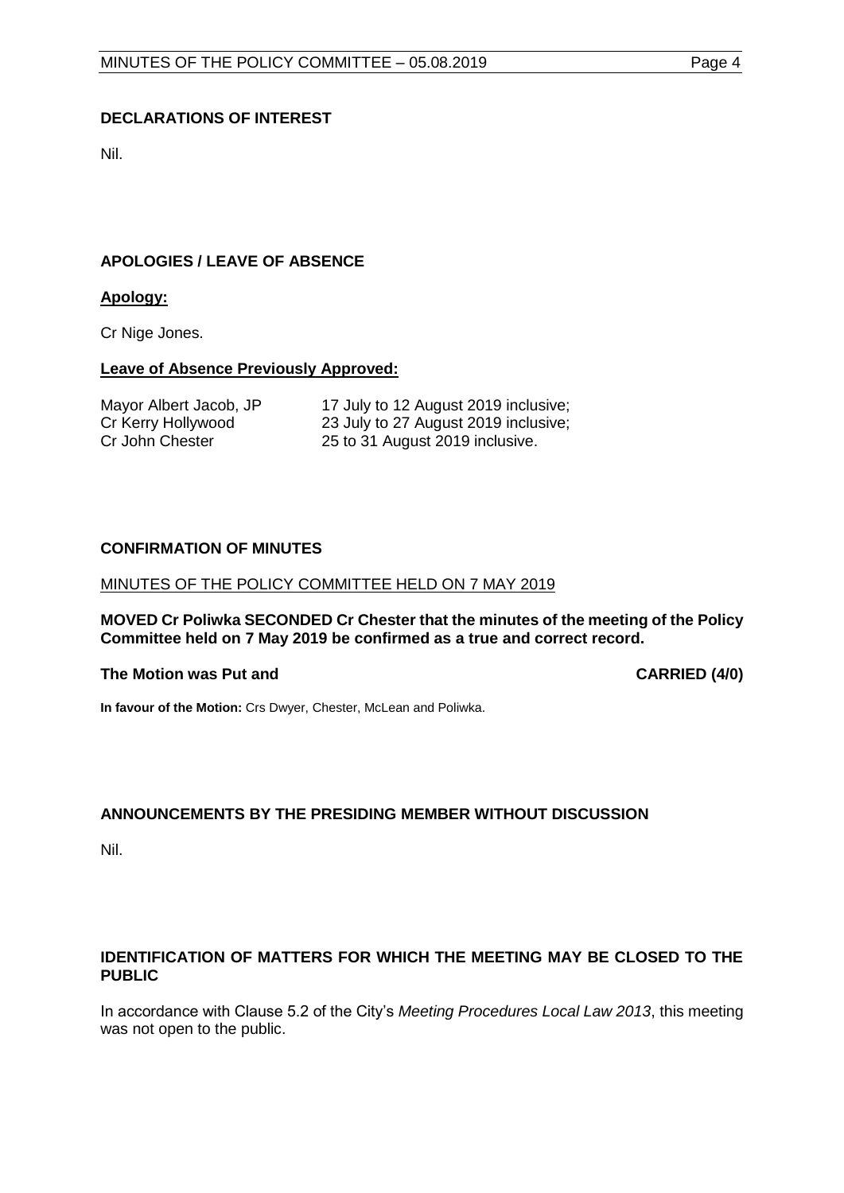## DECLARATIONS OF INTEREST

Nil.

## APOLOGIES / LEAVE OF ABSENCE

**Apology:**

Cr Nige Jones.

**Leave of Absence Previously Approved:**

| | |
|---|---|
| Mayor Albert Jacob, JP | 17 July to 12 August 2019 inclusive; |
| Cr Kerry Hollywood | 23 July to 27 August 2019 inclusive; |
| Cr John Chester | 25 to 31 August 2019 inclusive. |

## CONFIRMATION OF MINUTES

MINUTES OF THE POLICY COMMITTEE HELD ON 7 MAY 2019

**MOVED Cr Poliwka SECONDED Cr Chester that the minutes of the meeting of the Policy Committee held on 7 May 2019 be confirmed as a true and correct record.**

**The Motion was Put and CARRIED (4/0)**

**In favour of the Motion:** Crs Dwyer, Chester, McLean and Poliwka.

## ANNOUNCEMENTS BY THE PRESIDING MEMBER WITHOUT DISCUSSION

Nil.

## IDENTIFICATION OF MATTERS FOR WHICH THE MEETING MAY BE CLOSED TO THE PUBLIC

In accordance with Clause 5.2 of the City's *Meeting Procedures Local Law 2013*, this meeting was not open to the public.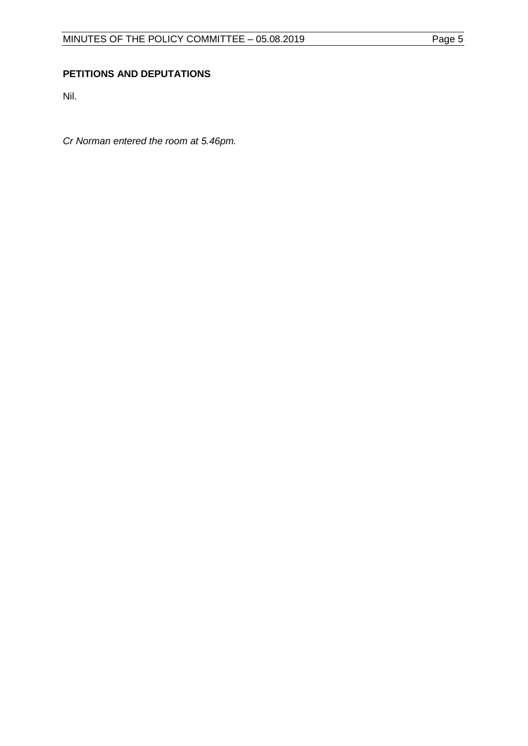## PETITIONS AND DEPUTATIONS

Nil.

*Cr Norman entered the room at 5.46pm.*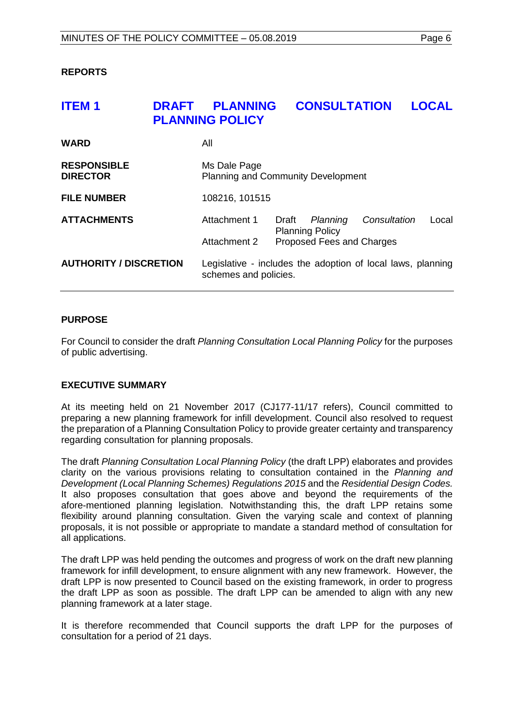**REPORTS**

# ITEM 1 DRAFT PLANNING CONSULTATION LOCAL PLANNING POLICY

| | | |
|---|---|---|
| **WARD** | All | |
| **RESPONSIBLE DIRECTOR** | Ms Dale Page<br>Planning and Community Development | |
| **FILE NUMBER** | 108216, 101515 | |
| **ATTACHMENTS** | Attachment 1 | Draft *Planning Consultation* Local Planning Policy |
| | Attachment 2 | Proposed Fees and Charges |
| **AUTHORITY / DISCRETION** | Legislative - includes the adoption of local laws, planning schemes and policies. | |

**PURPOSE**

For Council to consider the draft *Planning Consultation Local Planning Policy* for the purposes of public advertising.

**EXECUTIVE SUMMARY**

At its meeting held on 21 November 2017 (CJ177-11/17 refers), Council committed to preparing a new planning framework for infill development. Council also resolved to request the preparation of a Planning Consultation Policy to provide greater certainty and transparency regarding consultation for planning proposals.

The draft *Planning Consultation Local Planning Policy* (the draft LPP) elaborates and provides clarity on the various provisions relating to consultation contained in the *Planning and Development (Local Planning Schemes) Regulations 2015* and the *Residential Design Codes.* It also proposes consultation that goes above and beyond the requirements of the afore-mentioned planning legislation. Notwithstanding this, the draft LPP retains some flexibility around planning consultation. Given the varying scale and context of planning proposals, it is not possible or appropriate to mandate a standard method of consultation for all applications.

The draft LPP was held pending the outcomes and progress of work on the draft new planning framework for infill development, to ensure alignment with any new framework. However, the draft LPP is now presented to Council based on the existing framework, in order to progress the draft LPP as soon as possible. The draft LPP can be amended to align with any new planning framework at a later stage.

It is therefore recommended that Council supports the draft LPP for the purposes of consultation for a period of 21 days.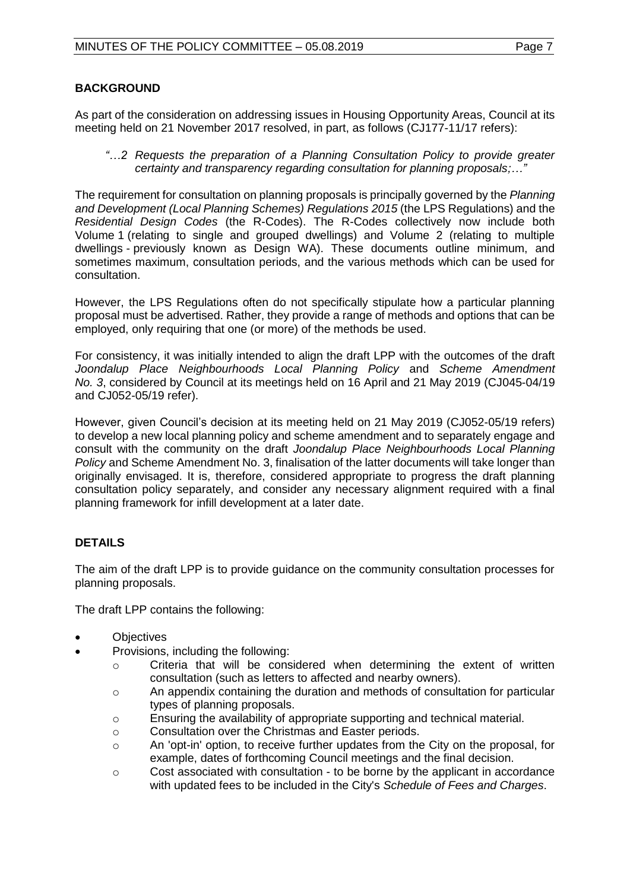**BACKGROUND**

As part of the consideration on addressing issues in Housing Opportunity Areas, Council at its meeting held on 21 November 2017 resolved, in part, as follows (CJ177-11/17 refers):

*"…2 Requests the preparation of a Planning Consultation Policy to provide greater certainty and transparency regarding consultation for planning proposals;…"*

The requirement for consultation on planning proposals is principally governed by the *Planning and Development (Local Planning Schemes) Regulations 2015* (the LPS Regulations) and the *Residential Design Codes* (the R-Codes). The R-Codes collectively now include both Volume 1 (relating to single and grouped dwellings) and Volume 2 (relating to multiple dwellings - previously known as Design WA). These documents outline minimum, and sometimes maximum, consultation periods, and the various methods which can be used for consultation.

However, the LPS Regulations often do not specifically stipulate how a particular planning proposal must be advertised. Rather, they provide a range of methods and options that can be employed, only requiring that one (or more) of the methods be used.

For consistency, it was initially intended to align the draft LPP with the outcomes of the draft *Joondalup Place Neighbourhoods Local Planning Policy* and *Scheme Amendment No. 3*, considered by Council at its meetings held on 16 April and 21 May 2019 (CJ045-04/19 and CJ052-05/19 refer).

However, given Council's decision at its meeting held on 21 May 2019 (CJ052-05/19 refers) to develop a new local planning policy and scheme amendment and to separately engage and consult with the community on the draft *Joondalup Place Neighbourhoods Local Planning Policy* and Scheme Amendment No. 3, finalisation of the latter documents will take longer than originally envisaged. It is, therefore, considered appropriate to progress the draft planning consultation policy separately, and consider any necessary alignment required with a final planning framework for infill development at a later date.

**DETAILS**

The aim of the draft LPP is to provide guidance on the community consultation processes for planning proposals.

The draft LPP contains the following:

- Objectives
- Provisions, including the following:
  - Criteria that will be considered when determining the extent of written consultation (such as letters to affected and nearby owners).
  - An appendix containing the duration and methods of consultation for particular types of planning proposals.
  - Ensuring the availability of appropriate supporting and technical material.
  - Consultation over the Christmas and Easter periods.
  - An 'opt-in' option, to receive further updates from the City on the proposal, for example, dates of forthcoming Council meetings and the final decision.
  - Cost associated with consultation - to be borne by the applicant in accordance with updated fees to be included in the City's *Schedule of Fees and Charges*.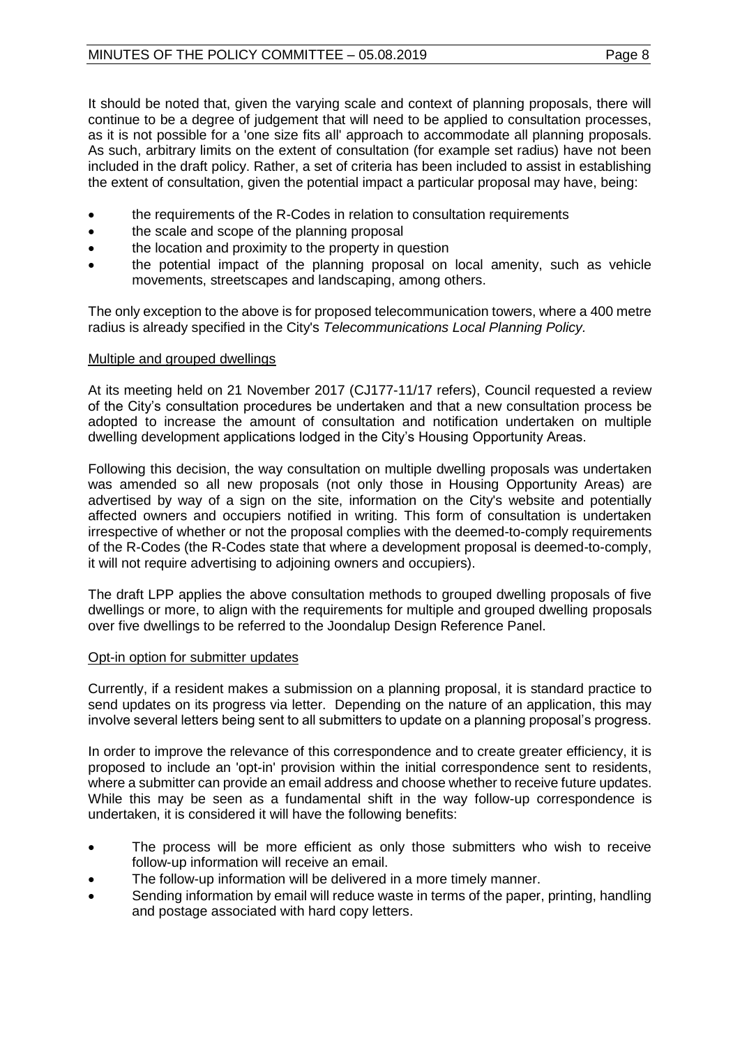It should be noted that, given the varying scale and context of planning proposals, there will continue to be a degree of judgement that will need to be applied to consultation processes, as it is not possible for a 'one size fits all' approach to accommodate all planning proposals. As such, arbitrary limits on the extent of consultation (for example set radius) have not been included in the draft policy. Rather, a set of criteria has been included to assist in establishing the extent of consultation, given the potential impact a particular proposal may have, being:

- the requirements of the R-Codes in relation to consultation requirements
- the scale and scope of the planning proposal
- the location and proximity to the property in question
- the potential impact of the planning proposal on local amenity, such as vehicle movements, streetscapes and landscaping, among others.

The only exception to the above is for proposed telecommunication towers, where a 400 metre radius is already specified in the City's *Telecommunications Local Planning Policy*.

Multiple and grouped dwellings

At its meeting held on 21 November 2017 (CJ177-11/17 refers), Council requested a review of the City's consultation procedures be undertaken and that a new consultation process be adopted to increase the amount of consultation and notification undertaken on multiple dwelling development applications lodged in the City's Housing Opportunity Areas.

Following this decision, the way consultation on multiple dwelling proposals was undertaken was amended so all new proposals (not only those in Housing Opportunity Areas) are advertised by way of a sign on the site, information on the City's website and potentially affected owners and occupiers notified in writing. This form of consultation is undertaken irrespective of whether or not the proposal complies with the deemed-to-comply requirements of the R-Codes (the R-Codes state that where a development proposal is deemed-to-comply, it will not require advertising to adjoining owners and occupiers).

The draft LPP applies the above consultation methods to grouped dwelling proposals of five dwellings or more, to align with the requirements for multiple and grouped dwelling proposals over five dwellings to be referred to the Joondalup Design Reference Panel.

Opt-in option for submitter updates

Currently, if a resident makes a submission on a planning proposal, it is standard practice to send updates on its progress via letter. Depending on the nature of an application, this may involve several letters being sent to all submitters to update on a planning proposal's progress.

In order to improve the relevance of this correspondence and to create greater efficiency, it is proposed to include an 'opt-in' provision within the initial correspondence sent to residents, where a submitter can provide an email address and choose whether to receive future updates. While this may be seen as a fundamental shift in the way follow-up correspondence is undertaken, it is considered it will have the following benefits:

- The process will be more efficient as only those submitters who wish to receive follow-up information will receive an email.
- The follow-up information will be delivered in a more timely manner.
- Sending information by email will reduce waste in terms of the paper, printing, handling and postage associated with hard copy letters.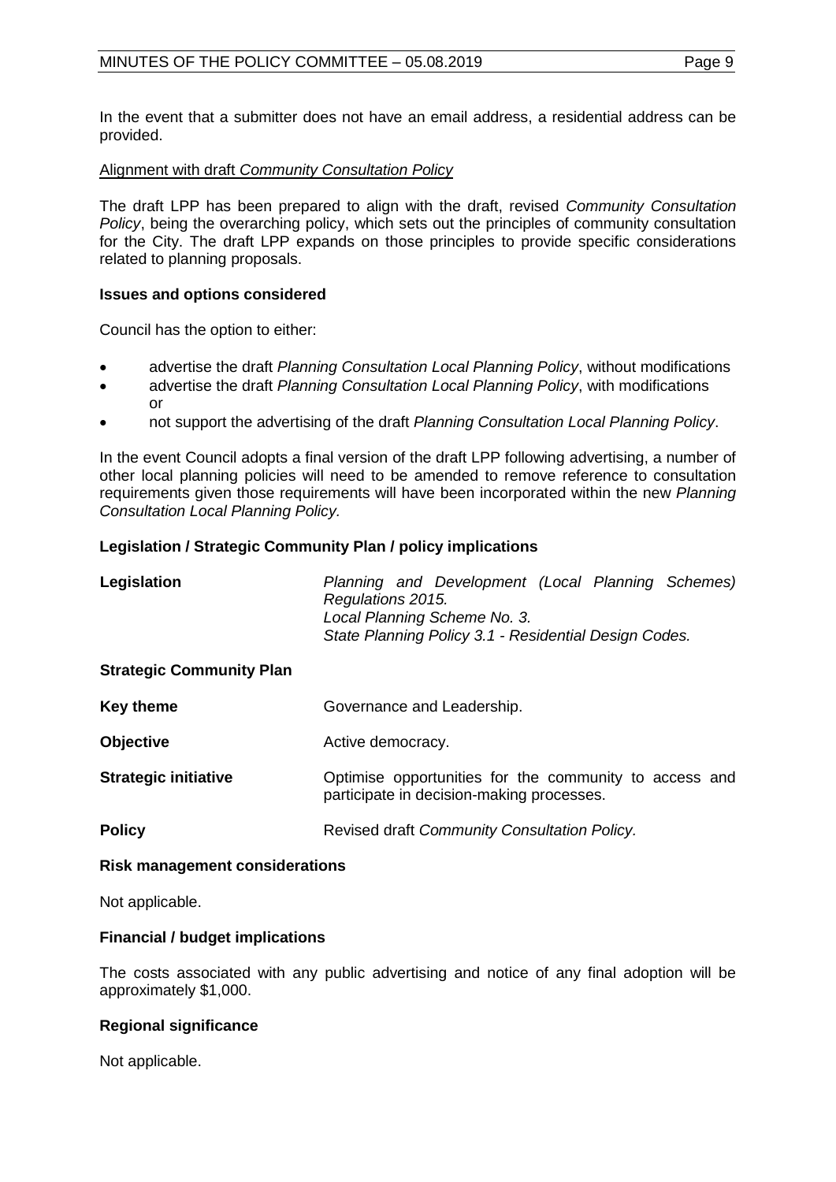In the event that a submitter does not have an email address, a residential address can be provided.

Alignment with draft *Community Consultation Policy*

The draft LPP has been prepared to align with the draft, revised *Community Consultation Policy*, being the overarching policy, which sets out the principles of community consultation for the City. The draft LPP expands on those principles to provide specific considerations related to planning proposals.

**Issues and options considered**

Council has the option to either:

- advertise the draft *Planning Consultation Local Planning Policy*, without modifications
- advertise the draft *Planning Consultation Local Planning Policy*, with modifications or
- not support the advertising of the draft *Planning Consultation Local Planning Policy*.

In the event Council adopts a final version of the draft LPP following advertising, a number of other local planning policies will need to be amended to remove reference to consultation requirements given those requirements will have been incorporated within the new *Planning Consultation Local Planning Policy.*

**Legislation / Strategic Community Plan / policy implications**

| | |
|---|---|
| **Legislation** | *Planning and Development (Local Planning Schemes) Regulations 2015.*<br>*Local Planning Scheme No. 3.*<br>*State Planning Policy 3.1 - Residential Design Codes.* |
| **Strategic Community Plan** | |
| **Key theme** | Governance and Leadership. |
| **Objective** | Active democracy. |
| **Strategic initiative** | Optimise opportunities for the community to access and participate in decision-making processes. |
| **Policy** | Revised draft *Community Consultation Policy.* |

**Risk management considerations**

Not applicable.

**Financial / budget implications**

The costs associated with any public advertising and notice of any final adoption will be approximately $1,000.

**Regional significance**

Not applicable.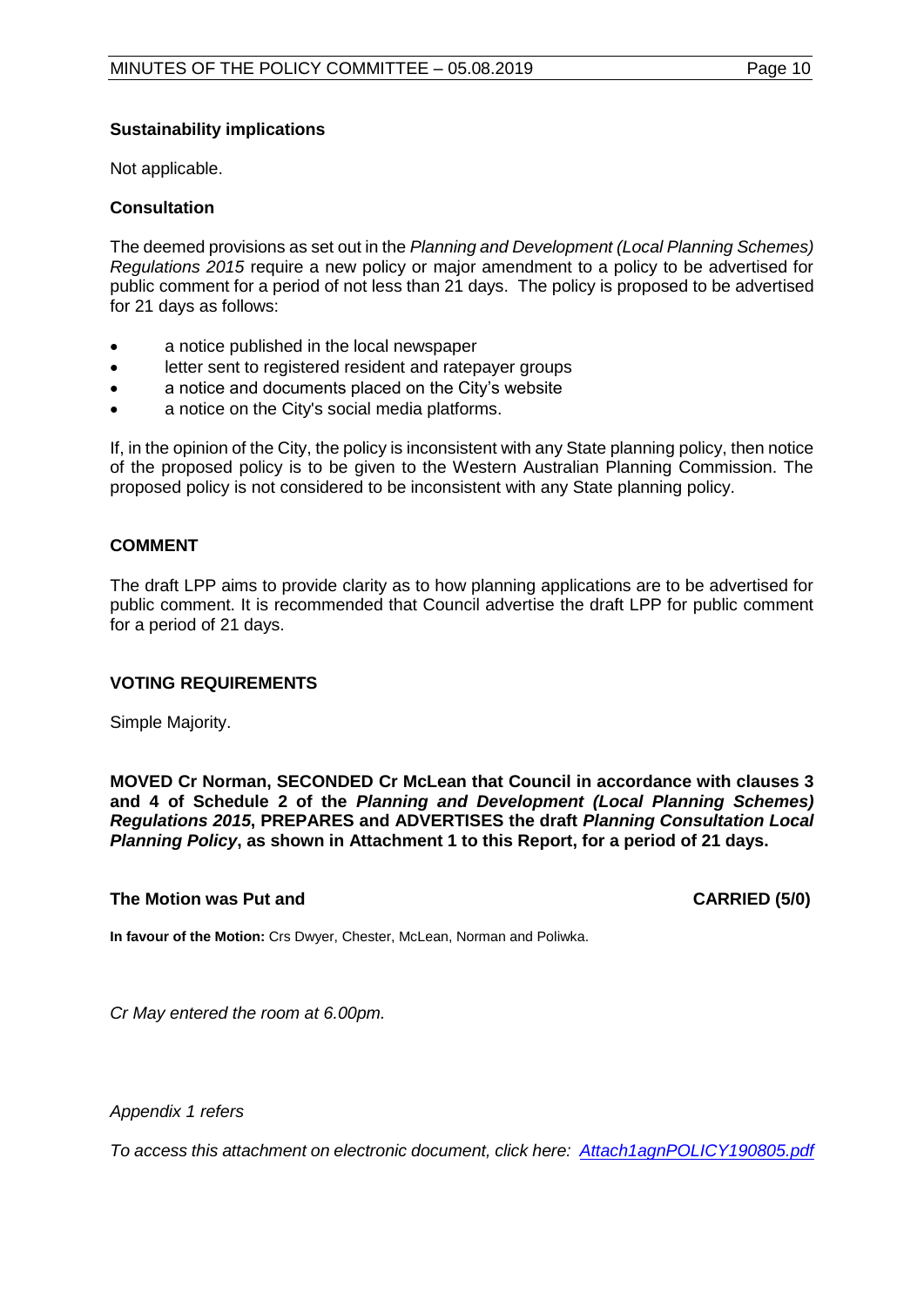**Sustainability implications**

Not applicable.

**Consultation**

The deemed provisions as set out in the *Planning and Development (Local Planning Schemes) Regulations 2015* require a new policy or major amendment to a policy to be advertised for public comment for a period of not less than 21 days. The policy is proposed to be advertised for 21 days as follows:

- a notice published in the local newspaper
- letter sent to registered resident and ratepayer groups
- a notice and documents placed on the City's website
- a notice on the City's social media platforms.

If, in the opinion of the City, the policy is inconsistent with any State planning policy, then notice of the proposed policy is to be given to the Western Australian Planning Commission. The proposed policy is not considered to be inconsistent with any State planning policy.

## COMMENT

The draft LPP aims to provide clarity as to how planning applications are to be advertised for public comment. It is recommended that Council advertise the draft LPP for public comment for a period of 21 days.

## VOTING REQUIREMENTS

Simple Majority.

**MOVED Cr Norman, SECONDED Cr McLean that Council in accordance with clauses 3 and 4 of Schedule 2 of the *Planning and Development (Local Planning Schemes) Regulations 2015*, PREPARES and ADVERTISES the draft *Planning Consultation Local Planning Policy*, as shown in Attachment 1 to this Report, for a period of 21 days.**

**The Motion was Put and CARRIED (5/0)**

**In favour of the Motion:** Crs Dwyer, Chester, McLean, Norman and Poliwka.

*Cr May entered the room at 6.00pm.*

*Appendix 1 refers*

*To access this attachment on electronic document, click here: Attach1agnPOLICY190805.pdf*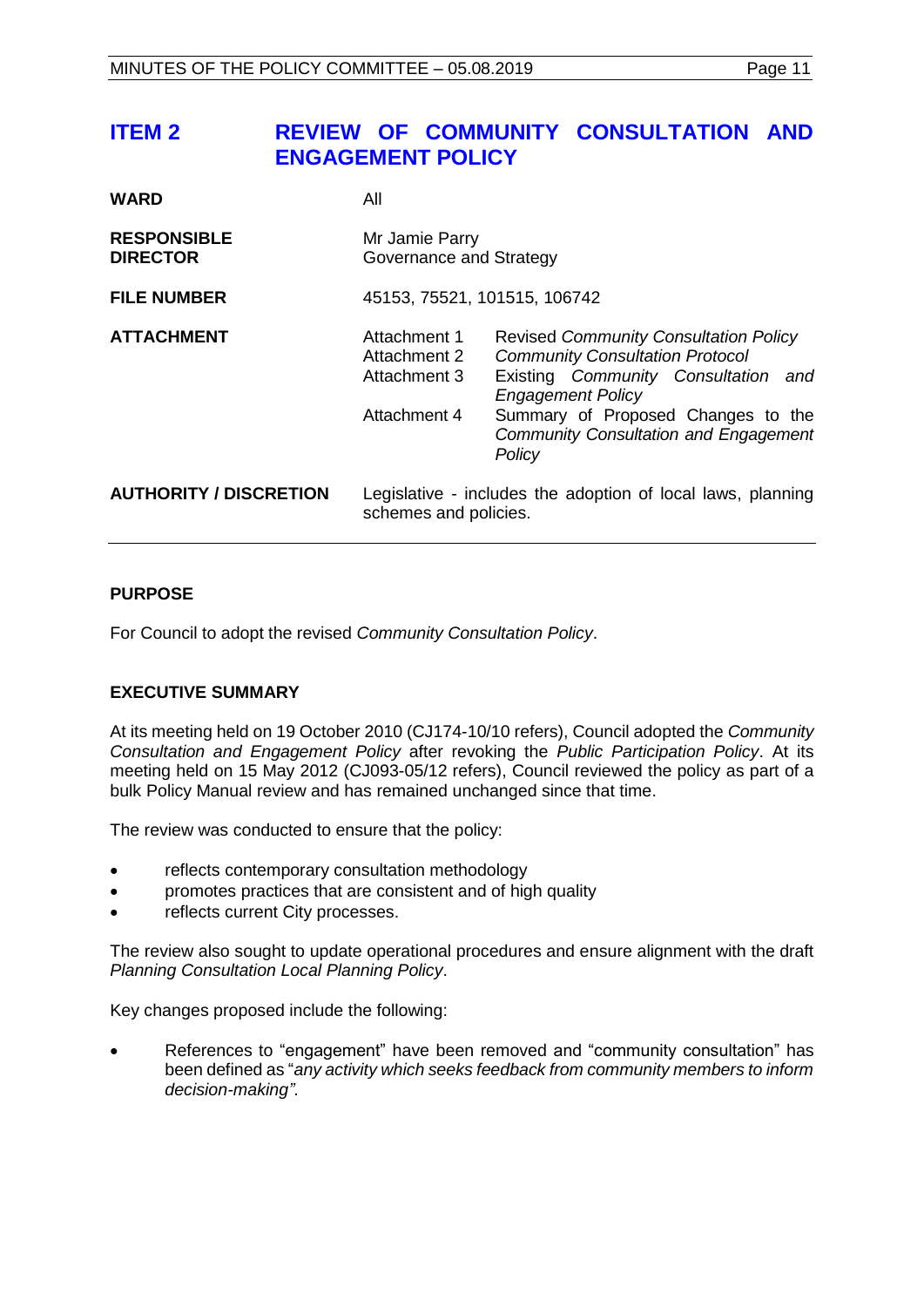## ITEM 2 REVIEW OF COMMUNITY CONSULTATION AND ENGAGEMENT POLICY

| | | |
|---|---|---|
| **WARD** | All | |
| **RESPONSIBLE DIRECTOR** | Mr Jamie Parry<br>Governance and Strategy | |
| **FILE NUMBER** | 45153, 75521, 101515, 106742 | |
| **ATTACHMENT** | Attachment 1 | Revised *Community Consultation Policy* |
| | Attachment 2 | *Community Consultation Protocol* |
| | Attachment 3 | Existing *Community Consultation and Engagement Policy* |
| | Attachment 4 | Summary of Proposed Changes to the *Community Consultation and Engagement Policy* |
| **AUTHORITY / DISCRETION** | Legislative - includes the adoption of local laws, planning schemes and policies. | |

### PURPOSE

For Council to adopt the revised *Community Consultation Policy*.

### EXECUTIVE SUMMARY

At its meeting held on 19 October 2010 (CJ174-10/10 refers), Council adopted the *Community Consultation and Engagement Policy* after revoking the *Public Participation Policy*. At its meeting held on 15 May 2012 (CJ093-05/12 refers), Council reviewed the policy as part of a bulk Policy Manual review and has remained unchanged since that time.

The review was conducted to ensure that the policy:

- reflects contemporary consultation methodology
- promotes practices that are consistent and of high quality
- reflects current City processes.

The review also sought to update operational procedures and ensure alignment with the draft *Planning Consultation Local Planning Policy*.

Key changes proposed include the following:

- References to "engagement" have been removed and "community consultation" has been defined as "*any activity which seeks feedback from community members to inform decision-making"*.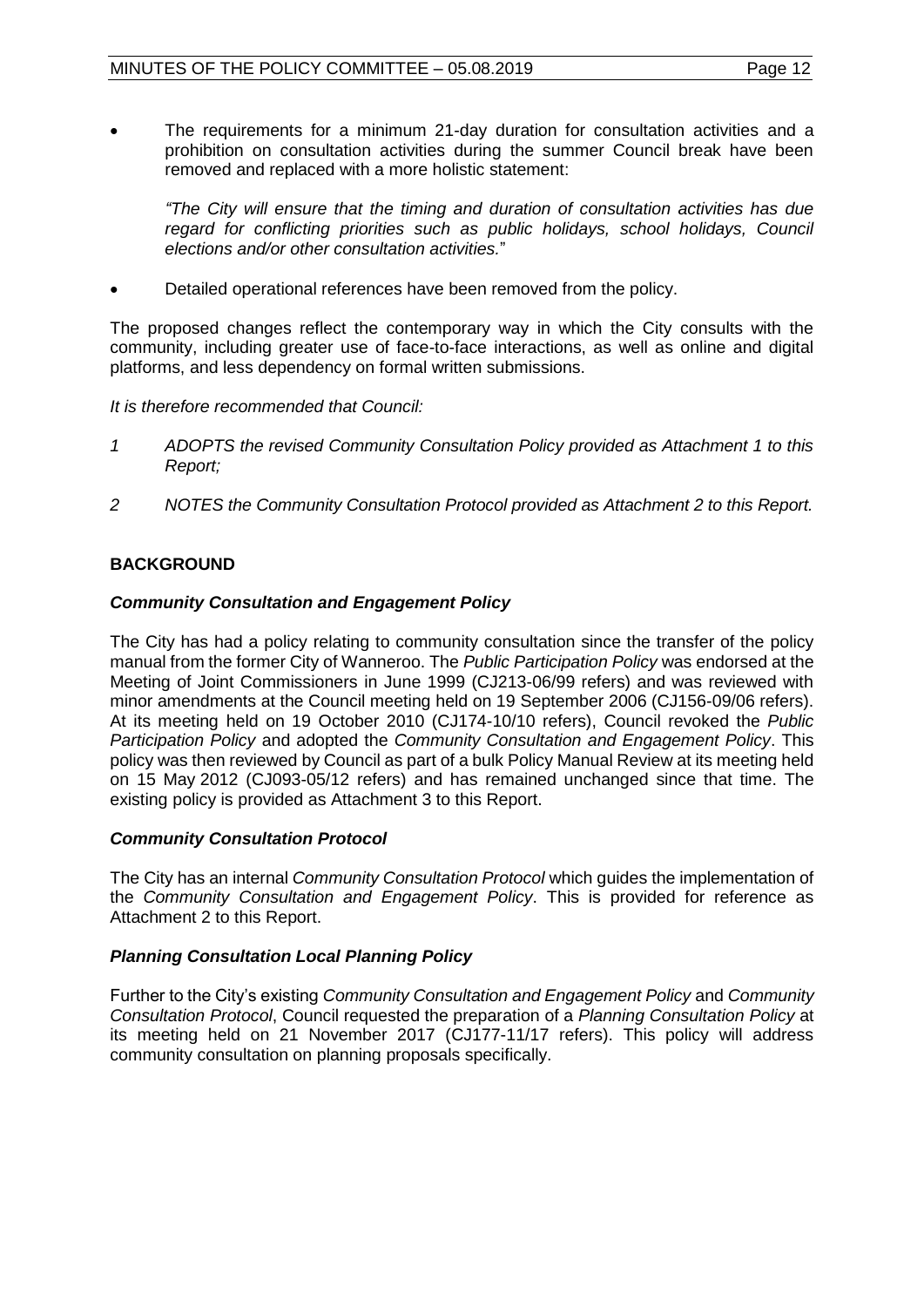- The requirements for a minimum 21-day duration for consultation activities and a prohibition on consultation activities during the summer Council break have been removed and replaced with a more holistic statement:

  *"The City will ensure that the timing and duration of consultation activities has due regard for conflicting priorities such as public holidays, school holidays, Council elections and/or other consultation activities."*

- Detailed operational references have been removed from the policy.

The proposed changes reflect the contemporary way in which the City consults with the community, including greater use of face-to-face interactions, as well as online and digital platforms, and less dependency on formal written submissions.

*It is therefore recommended that Council:*

*1 ADOPTS the revised Community Consultation Policy provided as Attachment 1 to this Report;*

*2 NOTES the Community Consultation Protocol provided as Attachment 2 to this Report.*

## BACKGROUND

### *Community Consultation and Engagement Policy*

The City has had a policy relating to community consultation since the transfer of the policy manual from the former City of Wanneroo. The *Public Participation Policy* was endorsed at the Meeting of Joint Commissioners in June 1999 (CJ213-06/99 refers) and was reviewed with minor amendments at the Council meeting held on 19 September 2006 (CJ156-09/06 refers). At its meeting held on 19 October 2010 (CJ174-10/10 refers), Council revoked the *Public Participation Policy* and adopted the *Community Consultation and Engagement Policy*. This policy was then reviewed by Council as part of a bulk Policy Manual Review at its meeting held on 15 May 2012 (CJ093-05/12 refers) and has remained unchanged since that time. The existing policy is provided as Attachment 3 to this Report.

### *Community Consultation Protocol*

The City has an internal *Community Consultation Protocol* which guides the implementation of the *Community Consultation and Engagement Policy*. This is provided for reference as Attachment 2 to this Report.

### *Planning Consultation Local Planning Policy*

Further to the City's existing *Community Consultation and Engagement Policy* and *Community Consultation Protocol*, Council requested the preparation of a *Planning Consultation Policy* at its meeting held on 21 November 2017 (CJ177-11/17 refers). This policy will address community consultation on planning proposals specifically.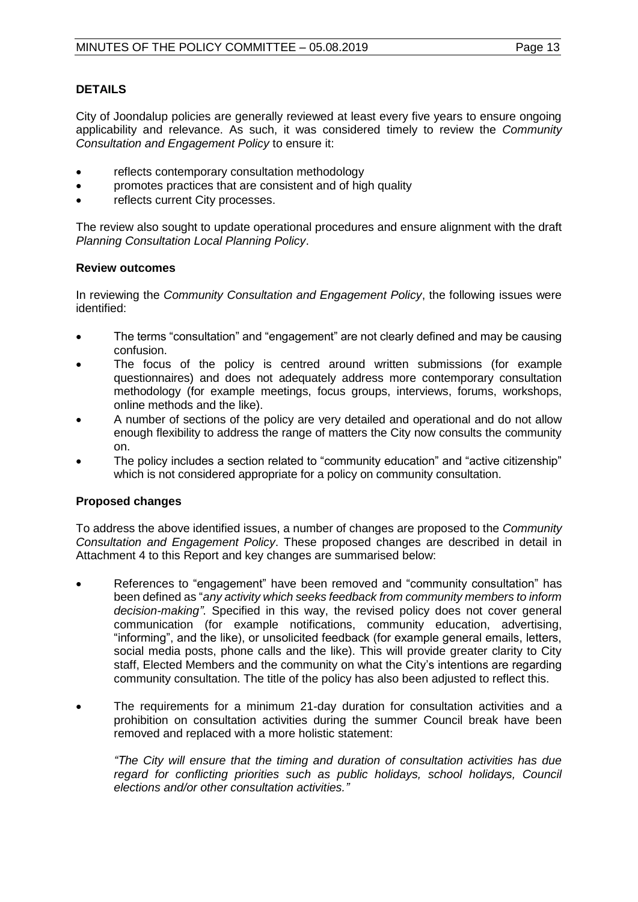## DETAILS

City of Joondalup policies are generally reviewed at least every five years to ensure ongoing applicability and relevance. As such, it was considered timely to review the *Community Consultation and Engagement Policy* to ensure it:

- reflects contemporary consultation methodology
- promotes practices that are consistent and of high quality
- reflects current City processes.

The review also sought to update operational procedures and ensure alignment with the draft *Planning Consultation Local Planning Policy*.

### Review outcomes

In reviewing the *Community Consultation and Engagement Policy*, the following issues were identified:

- The terms "consultation" and "engagement" are not clearly defined and may be causing confusion.
- The focus of the policy is centred around written submissions (for example questionnaires) and does not adequately address more contemporary consultation methodology (for example meetings, focus groups, interviews, forums, workshops, online methods and the like).
- A number of sections of the policy are very detailed and operational and do not allow enough flexibility to address the range of matters the City now consults the community on.
- The policy includes a section related to "community education" and "active citizenship" which is not considered appropriate for a policy on community consultation.

### Proposed changes

To address the above identified issues, a number of changes are proposed to the *Community Consultation and Engagement Policy*. These proposed changes are described in detail in Attachment 4 to this Report and key changes are summarised below:

- References to "engagement" have been removed and "community consultation" has been defined as "*any activity which seeks feedback from community members to inform decision-making"*. Specified in this way, the revised policy does not cover general communication (for example notifications, community education, advertising, "informing", and the like), or unsolicited feedback (for example general emails, letters, social media posts, phone calls and the like). This will provide greater clarity to City staff, Elected Members and the community on what the City's intentions are regarding community consultation. The title of the policy has also been adjusted to reflect this.

- The requirements for a minimum 21-day duration for consultation activities and a prohibition on consultation activities during the summer Council break have been removed and replaced with a more holistic statement:

  *"The City will ensure that the timing and duration of consultation activities has due regard for conflicting priorities such as public holidays, school holidays, Council elections and/or other consultation activities."*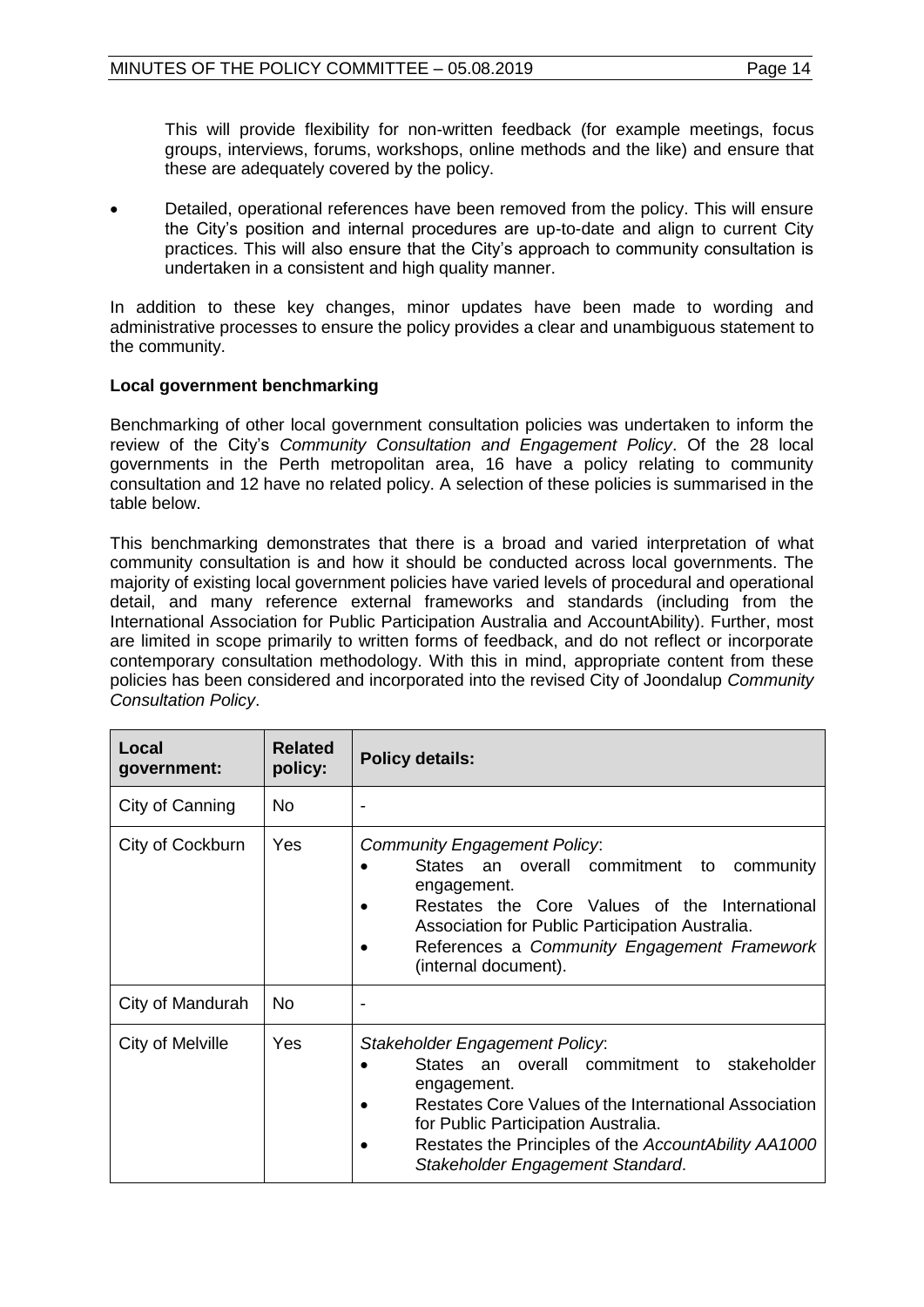This will provide flexibility for non-written feedback (for example meetings, focus groups, interviews, forums, workshops, online methods and the like) and ensure that these are adequately covered by the policy.

- Detailed, operational references have been removed from the policy. This will ensure the City's position and internal procedures are up-to-date and align to current City practices. This will also ensure that the City's approach to community consultation is undertaken in a consistent and high quality manner.

In addition to these key changes, minor updates have been made to wording and administrative processes to ensure the policy provides a clear and unambiguous statement to the community.

**Local government benchmarking**

Benchmarking of other local government consultation policies was undertaken to inform the review of the City's *Community Consultation and Engagement Policy*. Of the 28 local governments in the Perth metropolitan area, 16 have a policy relating to community consultation and 12 have no related policy. A selection of these policies is summarised in the table below.

This benchmarking demonstrates that there is a broad and varied interpretation of what community consultation is and how it should be conducted across local governments. The majority of existing local government policies have varied levels of procedural and operational detail, and many reference external frameworks and standards (including from the International Association for Public Participation Australia and AccountAbility). Further, most are limited in scope primarily to written forms of feedback, and do not reflect or incorporate contemporary consultation methodology. With this in mind, appropriate content from these policies has been considered and incorporated into the revised City of Joondalup *Community Consultation Policy*.

| Local government: | Related policy: | Policy details: |
|---|---|---|
| City of Canning | No | - |
| City of Cockburn | Yes | *Community Engagement Policy*:<br>• States an overall commitment to community engagement.<br>• Restates the Core Values of the International Association for Public Participation Australia.<br>• References a *Community Engagement Framework* (internal document). |
| City of Mandurah | No | - |
| City of Melville | Yes | *Stakeholder Engagement Policy*:<br>• States an overall commitment to stakeholder engagement.<br>• Restates Core Values of the International Association for Public Participation Australia.<br>• Restates the Principles of the *AccountAbility AA1000 Stakeholder Engagement Standard*. |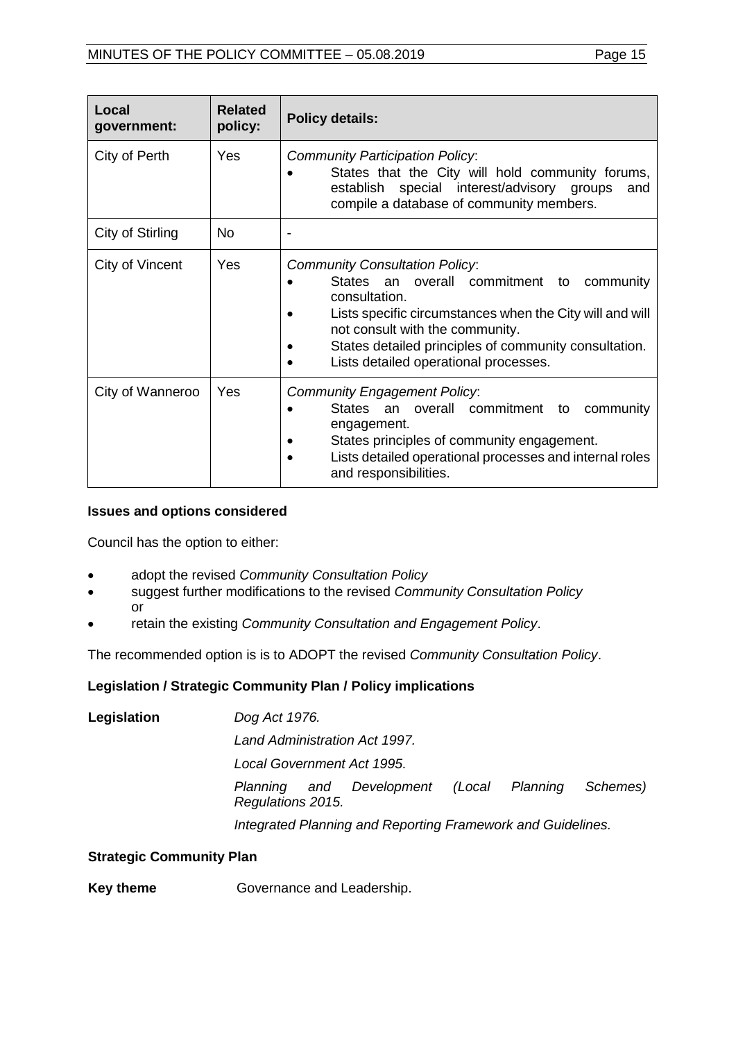| Local government: | Related policy: | Policy details: |
|---|---|---|
| City of Perth | Yes | *Community Participation Policy*:<br>• States that the City will hold community forums, establish special interest/advisory groups and compile a database of community members. |
| City of Stirling | No | - |
| City of Vincent | Yes | *Community Consultation Policy*:<br>• States an overall commitment to community consultation.<br>• Lists specific circumstances when the City will and will not consult with the community.<br>• States detailed principles of community consultation.<br>• Lists detailed operational processes. |
| City of Wanneroo | Yes | *Community Engagement Policy*:<br>• States an overall commitment to community engagement.<br>• States principles of community engagement.<br>• Lists detailed operational processes and internal roles and responsibilities. |

**Issues and options considered**

Council has the option to either:

- adopt the revised *Community Consultation Policy*
- suggest further modifications to the revised *Community Consultation Policy* or
- retain the existing *Community Consultation and Engagement Policy*.

The recommended option is is to ADOPT the revised *Community Consultation Policy*.

**Legislation / Strategic Community Plan / Policy implications**

**Legislation**

*Dog Act 1976.*

*Land Administration Act 1997.*

*Local Government Act 1995.*

*Planning and Development (Local Planning Schemes) Regulations 2015.*

*Integrated Planning and Reporting Framework and Guidelines.*

**Strategic Community Plan**

**Key theme** Governance and Leadership.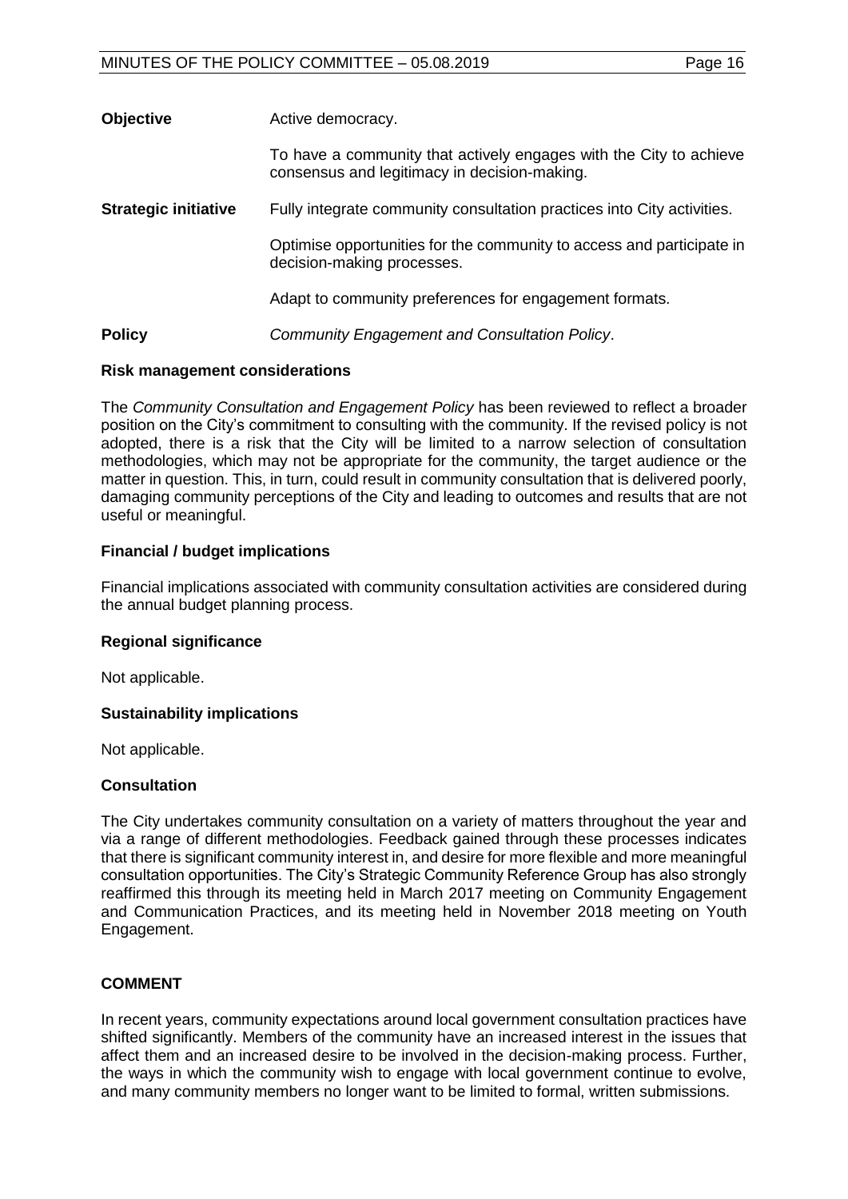| | |
|---|---|
| **Objective** | Active democracy. |
| | To have a community that actively engages with the City to achieve consensus and legitimacy in decision-making. |
| **Strategic initiative** | Fully integrate community consultation practices into City activities. |
| | Optimise opportunities for the community to access and participate in decision-making processes. |
| | Adapt to community preferences for engagement formats. |
| **Policy** | *Community Engagement and Consultation Policy*. |

**Risk management considerations**

The *Community Consultation and Engagement Policy* has been reviewed to reflect a broader position on the City's commitment to consulting with the community. If the revised policy is not adopted, there is a risk that the City will be limited to a narrow selection of consultation methodologies, which may not be appropriate for the community, the target audience or the matter in question. This, in turn, could result in community consultation that is delivered poorly, damaging community perceptions of the City and leading to outcomes and results that are not useful or meaningful.

**Financial / budget implications**

Financial implications associated with community consultation activities are considered during the annual budget planning process.

**Regional significance**

Not applicable.

**Sustainability implications**

Not applicable.

**Consultation**

The City undertakes community consultation on a variety of matters throughout the year and via a range of different methodologies. Feedback gained through these processes indicates that there is significant community interest in, and desire for more flexible and more meaningful consultation opportunities. The City's Strategic Community Reference Group has also strongly reaffirmed this through its meeting held in March 2017 meeting on Community Engagement and Communication Practices, and its meeting held in November 2018 meeting on Youth Engagement.

**COMMENT**

In recent years, community expectations around local government consultation practices have shifted significantly. Members of the community have an increased interest in the issues that affect them and an increased desire to be involved in the decision-making process. Further, the ways in which the community wish to engage with local government continue to evolve, and many community members no longer want to be limited to formal, written submissions.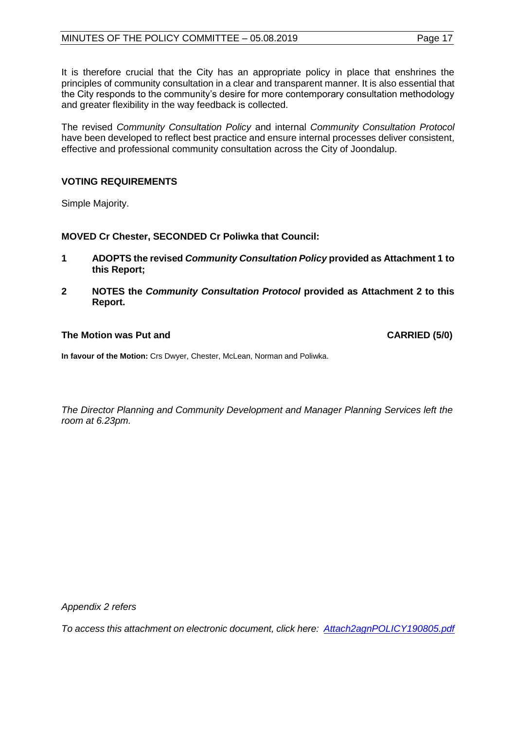It is therefore crucial that the City has an appropriate policy in place that enshrines the principles of community consultation in a clear and transparent manner. It is also essential that the City responds to the community's desire for more contemporary consultation methodology and greater flexibility in the way feedback is collected.

The revised *Community Consultation Policy* and internal *Community Consultation Protocol* have been developed to reflect best practice and ensure internal processes deliver consistent, effective and professional community consultation across the City of Joondalup.

## VOTING REQUIREMENTS

Simple Majority.

**MOVED Cr Chester, SECONDED Cr Poliwka that Council:**

**1 ADOPTS the revised *Community Consultation Policy* provided as Attachment 1 to this Report;**

**2 NOTES the *Community Consultation Protocol* provided as Attachment 2 to this Report.**

**The Motion was Put and CARRIED (5/0)**

**In favour of the Motion:** Crs Dwyer, Chester, McLean, Norman and Poliwka.

*The Director Planning and Community Development and Manager Planning Services left the room at 6.23pm.*

*Appendix 2 refers*

*To access this attachment on electronic document, click here: Attach2agnPOLICY190805.pdf*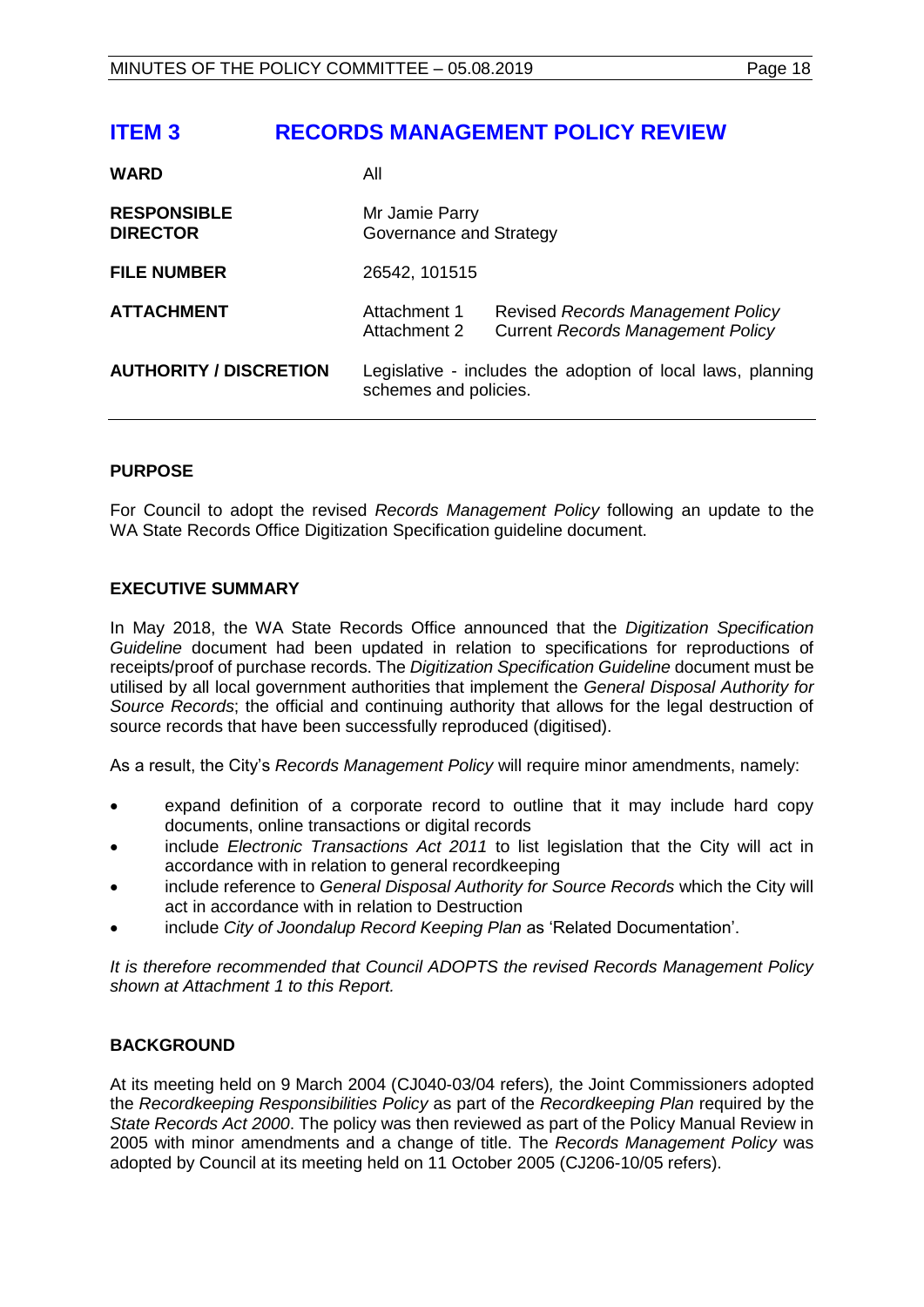# ITEM 3 RECORDS MANAGEMENT POLICY REVIEW

| | | |
|---|---|---|
| **WARD** | All | |
| **RESPONSIBLE DIRECTOR** | Mr Jamie Parry<br>Governance and Strategy | |
| **FILE NUMBER** | 26542, 101515 | |
| **ATTACHMENT** | Attachment 1<br>Attachment 2 | Revised *Records Management Policy*<br>Current *Records Management Policy* |
| **AUTHORITY / DISCRETION** | Legislative - includes the adoption of local laws, planning schemes and policies. | |

## PURPOSE

For Council to adopt the revised *Records Management Policy* following an update to the WA State Records Office Digitization Specification guideline document.

## EXECUTIVE SUMMARY

In May 2018, the WA State Records Office announced that the *Digitization Specification Guideline* document had been updated in relation to specifications for reproductions of receipts/proof of purchase records. The *Digitization Specification Guideline* document must be utilised by all local government authorities that implement the *General Disposal Authority for Source Records*; the official and continuing authority that allows for the legal destruction of source records that have been successfully reproduced (digitised).

As a result, the City's *Records Management Policy* will require minor amendments, namely:

- expand definition of a corporate record to outline that it may include hard copy documents, online transactions or digital records
- include *Electronic Transactions Act 2011* to list legislation that the City will act in accordance with in relation to general recordkeeping
- include reference to *General Disposal Authority for Source Records* which the City will act in accordance with in relation to Destruction
- include *City of Joondalup Record Keeping Plan* as 'Related Documentation'.

*It is therefore recommended that Council ADOPTS the revised Records Management Policy shown at Attachment 1 to this Report.*

## BACKGROUND

At its meeting held on 9 March 2004 (CJ040-03/04 refers)*,* the Joint Commissioners adopted the *Recordkeeping Responsibilities Policy* as part of the *Recordkeeping Plan* required by the *State Records Act 2000*. The policy was then reviewed as part of the Policy Manual Review in 2005 with minor amendments and a change of title. The *Records Management Policy* was adopted by Council at its meeting held on 11 October 2005 (CJ206-10/05 refers).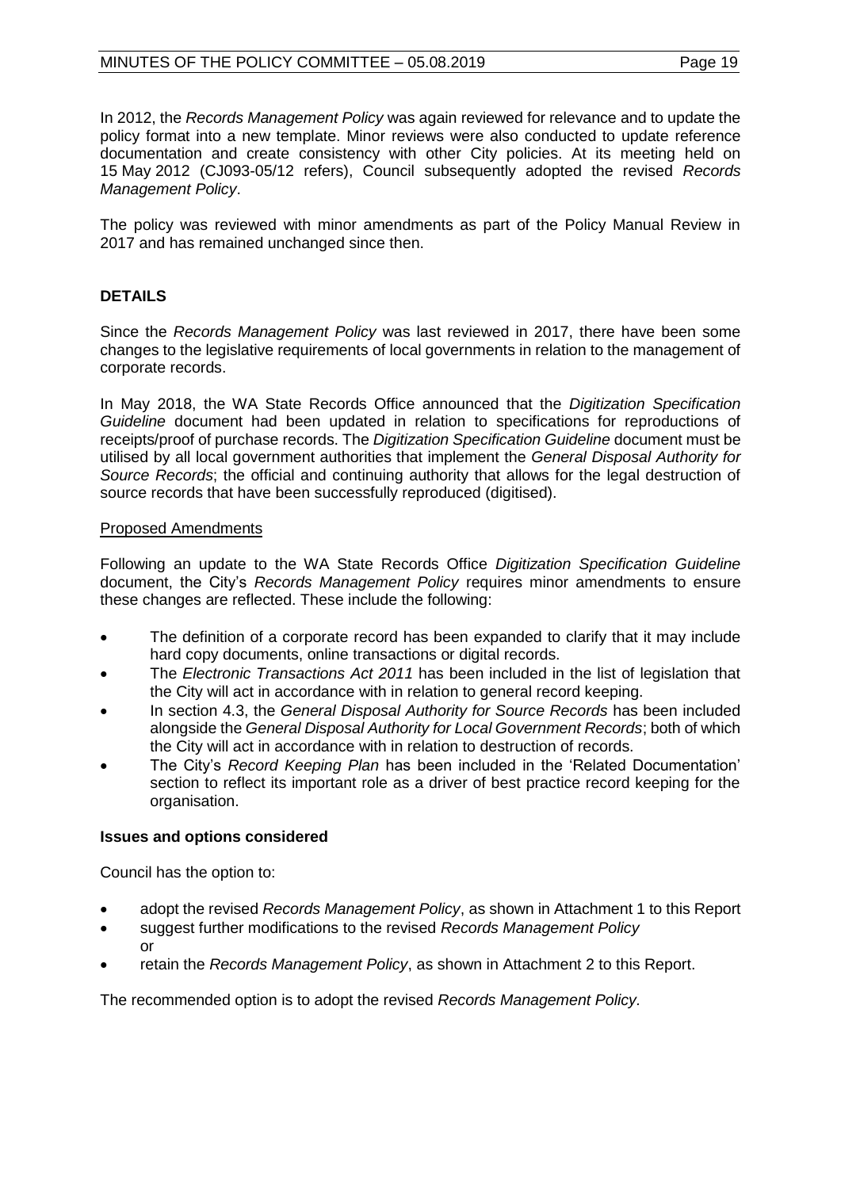In 2012, the *Records Management Policy* was again reviewed for relevance and to update the policy format into a new template. Minor reviews were also conducted to update reference documentation and create consistency with other City policies. At its meeting held on 15 May 2012 (CJ093-05/12 refers), Council subsequently adopted the revised *Records Management Policy*.

The policy was reviewed with minor amendments as part of the Policy Manual Review in 2017 and has remained unchanged since then.

## DETAILS

Since the *Records Management Policy* was last reviewed in 2017, there have been some changes to the legislative requirements of local governments in relation to the management of corporate records.

In May 2018, the WA State Records Office announced that the *Digitization Specification Guideline* document had been updated in relation to specifications for reproductions of receipts/proof of purchase records. The *Digitization Specification Guideline* document must be utilised by all local government authorities that implement the *General Disposal Authority for Source Records*; the official and continuing authority that allows for the legal destruction of source records that have been successfully reproduced (digitised).

Proposed Amendments

Following an update to the WA State Records Office *Digitization Specification Guideline* document, the City's *Records Management Policy* requires minor amendments to ensure these changes are reflected. These include the following:

- The definition of a corporate record has been expanded to clarify that it may include hard copy documents, online transactions or digital records.
- The *Electronic Transactions Act 2011* has been included in the list of legislation that the City will act in accordance with in relation to general record keeping.
- In section 4.3, the *General Disposal Authority for Source Records* has been included alongside the *General Disposal Authority for Local Government Records*; both of which the City will act in accordance with in relation to destruction of records.
- The City's *Record Keeping Plan* has been included in the 'Related Documentation' section to reflect its important role as a driver of best practice record keeping for the organisation.

### Issues and options considered

Council has the option to:

- adopt the revised *Records Management Policy*, as shown in Attachment 1 to this Report
- suggest further modifications to the revised *Records Management Policy*
  or
- retain the *Records Management Policy*, as shown in Attachment 2 to this Report.

The recommended option is to adopt the revised *Records Management Policy.*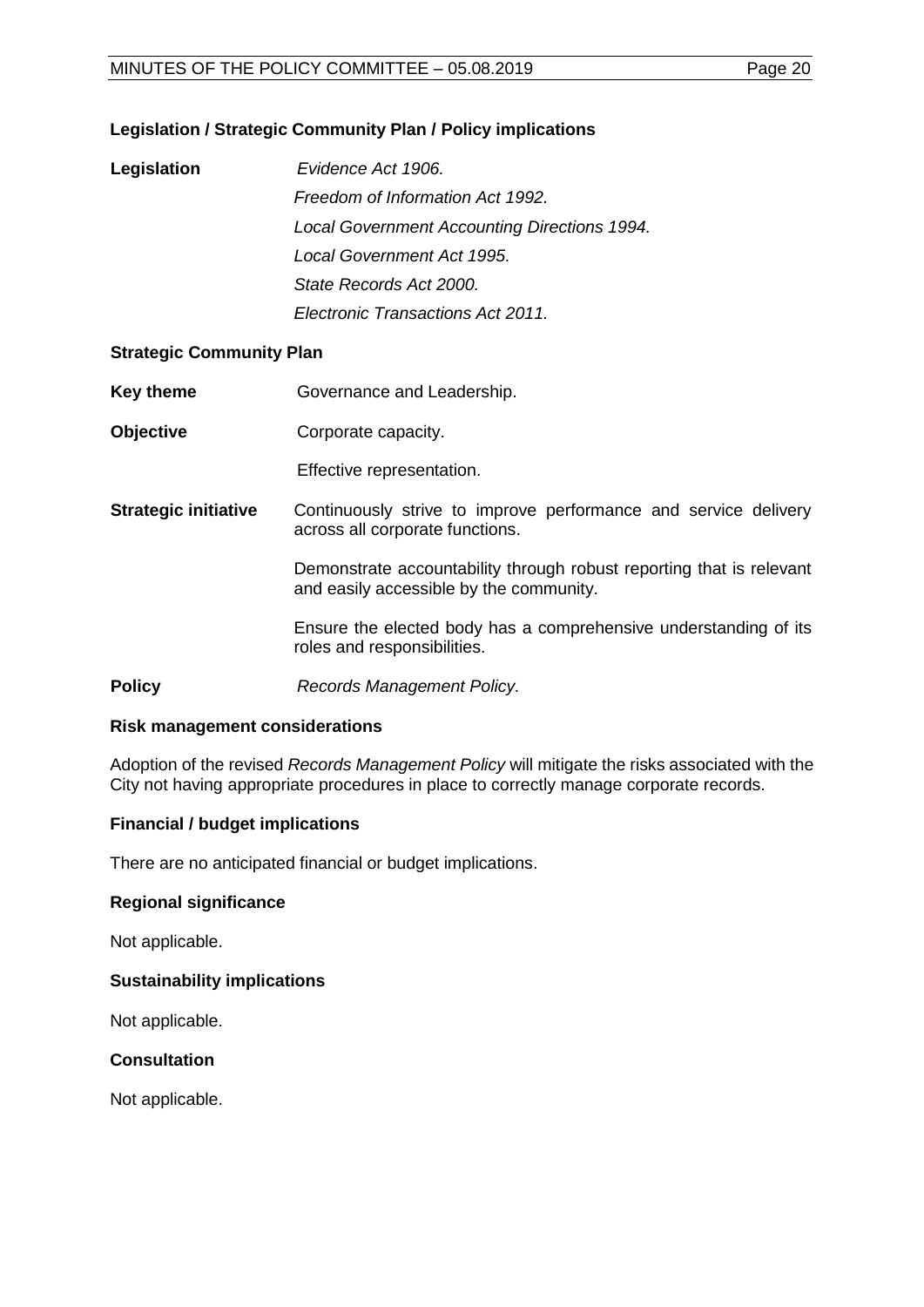**Legislation / Strategic Community Plan / Policy implications**

**Legislation** *Evidence Act 1906.*

*Freedom of Information Act 1992.*

*Local Government Accounting Directions 1994.*

*Local Government Act 1995.*

*State Records Act 2000.*

*Electronic Transactions Act 2011.*

**Strategic Community Plan**

**Key theme** Governance and Leadership.

**Objective** Corporate capacity.

Effective representation.

**Strategic initiative** Continuously strive to improve performance and service delivery across all corporate functions.

Demonstrate accountability through robust reporting that is relevant and easily accessible by the community.

Ensure the elected body has a comprehensive understanding of its roles and responsibilities.

**Policy** *Records Management Policy.*

**Risk management considerations**

Adoption of the revised *Records Management Policy* will mitigate the risks associated with the City not having appropriate procedures in place to correctly manage corporate records.

**Financial / budget implications**

There are no anticipated financial or budget implications.

**Regional significance**

Not applicable.

**Sustainability implications**

Not applicable.

**Consultation**

Not applicable.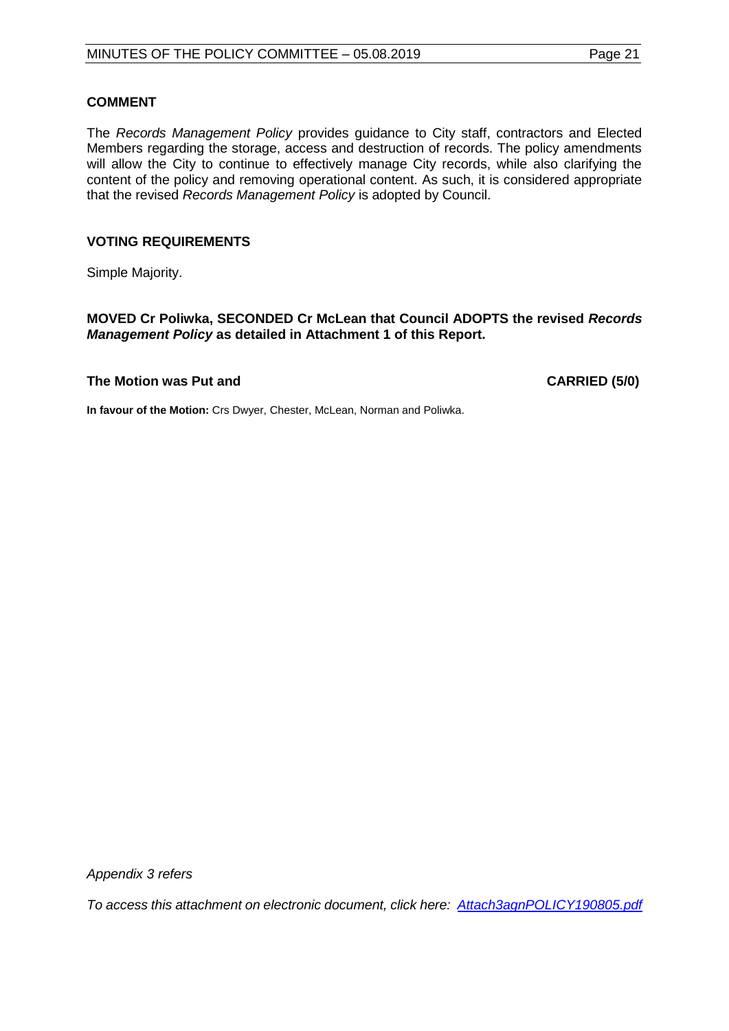### COMMENT

The *Records Management Policy* provides guidance to City staff, contractors and Elected Members regarding the storage, access and destruction of records. The policy amendments will allow the City to continue to effectively manage City records, while also clarifying the content of the policy and removing operational content. As such, it is considered appropriate that the revised *Records Management Policy* is adopted by Council.

### VOTING REQUIREMENTS

Simple Majority.

**MOVED Cr Poliwka, SECONDED Cr McLean that Council ADOPTS the revised *Records Management Policy* as detailed in Attachment 1 of this Report.**

**The Motion was Put and CARRIED (5/0)**

**In favour of the Motion:** Crs Dwyer, Chester, McLean, Norman and Poliwka.

*Appendix 3 refers*

*To access this attachment on electronic document, click here: Attach3agnPOLICY190805.pdf*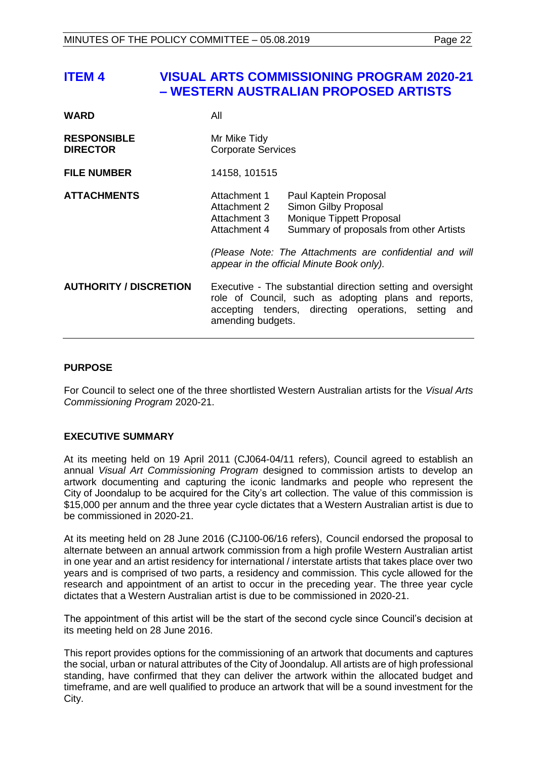# ITEM 4 VISUAL ARTS COMMISSIONING PROGRAM 2020-21 – WESTERN AUSTRALIAN PROPOSED ARTISTS

| | |
|---|---|
| **WARD** | All |
| **RESPONSIBLE DIRECTOR** | Mr Mike Tidy<br>Corporate Services |
| **FILE NUMBER** | 14158, 101515 |
| **ATTACHMENTS** | Attachment 1 Paul Kaptein Proposal<br>Attachment 2 Simon Gilby Proposal<br>Attachment 3 Monique Tippett Proposal<br>Attachment 4 Summary of proposals from other Artists<br><br>*(Please Note: The Attachments are confidential and will appear in the official Minute Book only).* |
| **AUTHORITY / DISCRETION** | Executive - The substantial direction setting and oversight role of Council, such as adopting plans and reports, accepting tenders, directing operations, setting and amending budgets. |

## PURPOSE

For Council to select one of the three shortlisted Western Australian artists for the *Visual Arts Commissioning Program* 2020-21.

## EXECUTIVE SUMMARY

At its meeting held on 19 April 2011 (CJ064-04/11 refers), Council agreed to establish an annual *Visual Art Commissioning Program* designed to commission artists to develop an artwork documenting and capturing the iconic landmarks and people who represent the City of Joondalup to be acquired for the City's art collection. The value of this commission is $15,000 per annum and the three year cycle dictates that a Western Australian artist is due to be commissioned in 2020-21.

At its meeting held on 28 June 2016 (CJ100-06/16 refers), Council endorsed the proposal to alternate between an annual artwork commission from a high profile Western Australian artist in one year and an artist residency for international / interstate artists that takes place over two years and is comprised of two parts, a residency and commission. This cycle allowed for the research and appointment of an artist to occur in the preceding year. The three year cycle dictates that a Western Australian artist is due to be commissioned in 2020-21.

The appointment of this artist will be the start of the second cycle since Council's decision at its meeting held on 28 June 2016.

This report provides options for the commissioning of an artwork that documents and captures the social, urban or natural attributes of the City of Joondalup. All artists are of high professional standing, have confirmed that they can deliver the artwork within the allocated budget and timeframe, and are well qualified to produce an artwork that will be a sound investment for the City.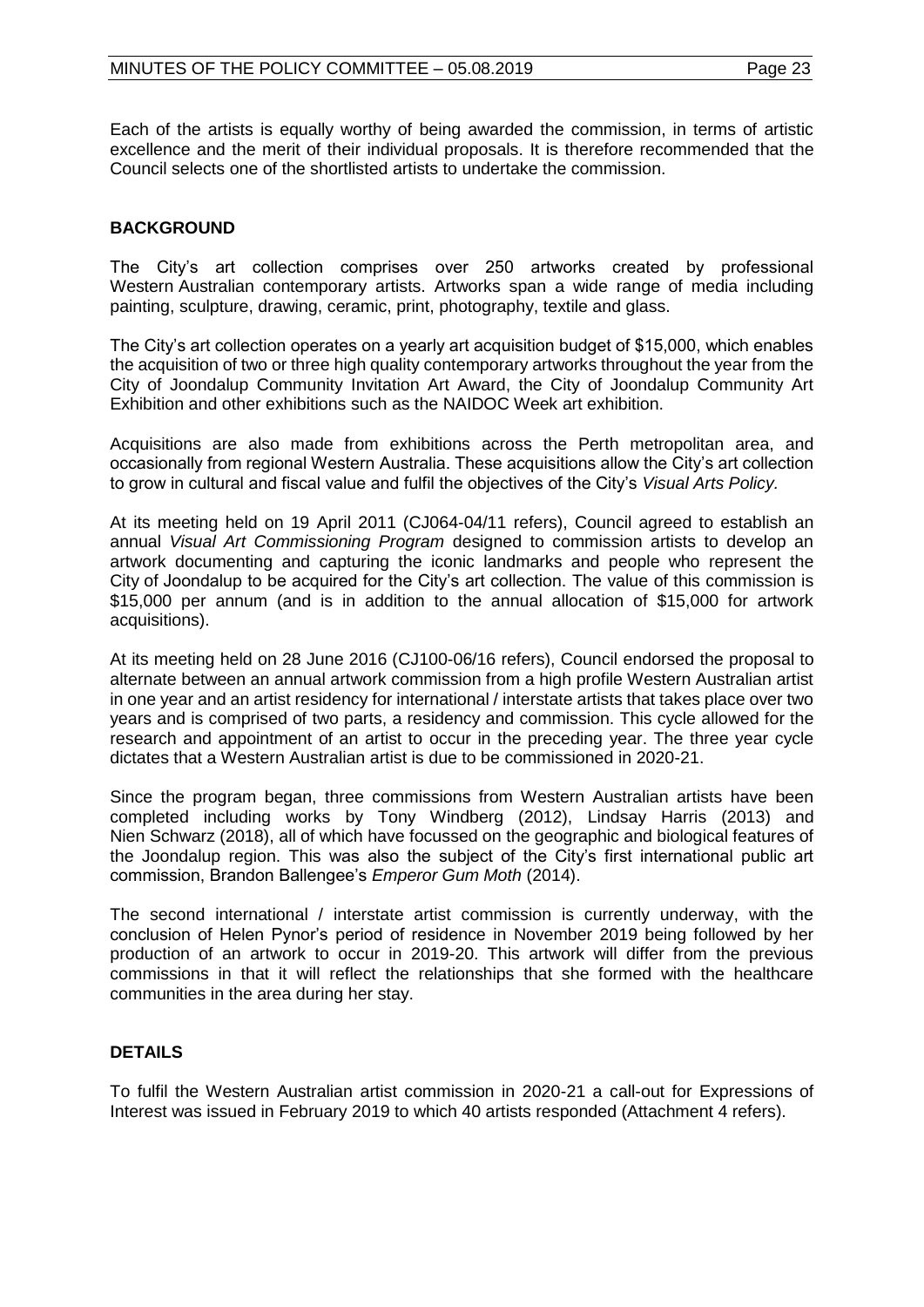Each of the artists is equally worthy of being awarded the commission, in terms of artistic excellence and the merit of their individual proposals. It is therefore recommended that the Council selects one of the shortlisted artists to undertake the commission.

**BACKGROUND**

The City's art collection comprises over 250 artworks created by professional Western Australian contemporary artists. Artworks span a wide range of media including painting, sculpture, drawing, ceramic, print, photography, textile and glass.

The City's art collection operates on a yearly art acquisition budget of $15,000, which enables the acquisition of two or three high quality contemporary artworks throughout the year from the City of Joondalup Community Invitation Art Award, the City of Joondalup Community Art Exhibition and other exhibitions such as the NAIDOC Week art exhibition.

Acquisitions are also made from exhibitions across the Perth metropolitan area, and occasionally from regional Western Australia. These acquisitions allow the City's art collection to grow in cultural and fiscal value and fulfil the objectives of the City's *Visual Arts Policy.*

At its meeting held on 19 April 2011 (CJ064-04/11 refers), Council agreed to establish an annual *Visual Art Commissioning Program* designed to commission artists to develop an artwork documenting and capturing the iconic landmarks and people who represent the City of Joondalup to be acquired for the City's art collection. The value of this commission is $15,000 per annum (and is in addition to the annual allocation of $15,000 for artwork acquisitions).

At its meeting held on 28 June 2016 (CJ100-06/16 refers), Council endorsed the proposal to alternate between an annual artwork commission from a high profile Western Australian artist in one year and an artist residency for international / interstate artists that takes place over two years and is comprised of two parts, a residency and commission. This cycle allowed for the research and appointment of an artist to occur in the preceding year. The three year cycle dictates that a Western Australian artist is due to be commissioned in 2020-21.

Since the program began, three commissions from Western Australian artists have been completed including works by Tony Windberg (2012), Lindsay Harris (2013) and Nien Schwarz (2018), all of which have focussed on the geographic and biological features of the Joondalup region. This was also the subject of the City's first international public art commission, Brandon Ballengee's *Emperor Gum Moth* (2014).

The second international / interstate artist commission is currently underway, with the conclusion of Helen Pynor's period of residence in November 2019 being followed by her production of an artwork to occur in 2019-20. This artwork will differ from the previous commissions in that it will reflect the relationships that she formed with the healthcare communities in the area during her stay.

**DETAILS**

To fulfil the Western Australian artist commission in 2020-21 a call-out for Expressions of Interest was issued in February 2019 to which 40 artists responded (Attachment 4 refers).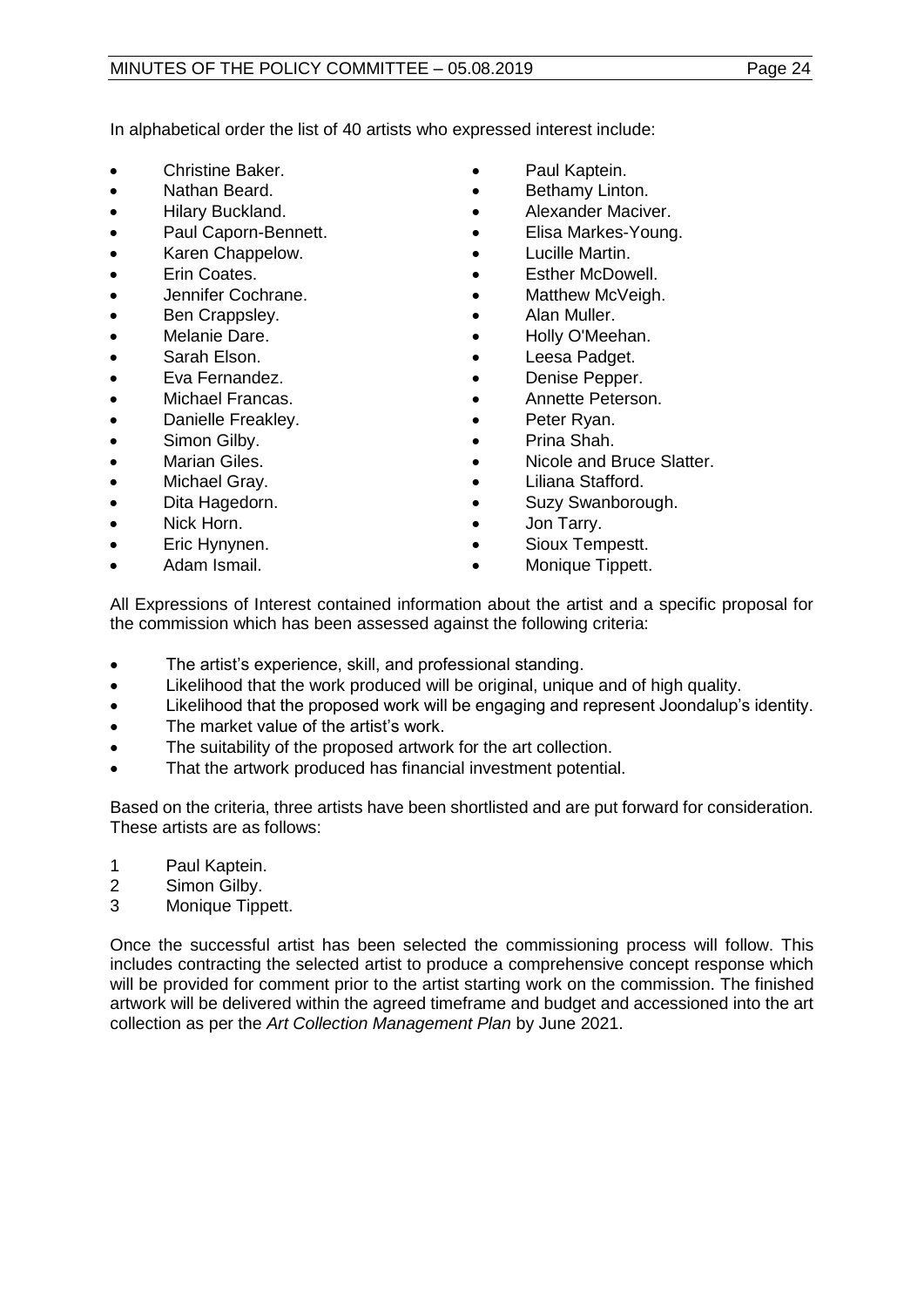In alphabetical order the list of 40 artists who expressed interest include:

- Christine Baker.
- Nathan Beard.
- Hilary Buckland.
- Paul Caporn-Bennett.
- Karen Chappelow.
- Erin Coates.
- Jennifer Cochrane.
- Ben Crappsley.
- Melanie Dare.
- Sarah Elson.
- Eva Fernandez.
- Michael Francas.
- Danielle Freakley.
- Simon Gilby.
- Marian Giles.
- Michael Gray.
- Dita Hagedorn.
- Nick Horn.
- Eric Hynynen.
- Adam Ismail.
- Paul Kaptein.
- Bethamy Linton.
- Alexander Maciver.
- Elisa Markes-Young.
- Lucille Martin.
- Esther McDowell.
- Matthew McVeigh.
- Alan Muller.
- Holly O'Meehan.
- Leesa Padget.
- Denise Pepper.
- Annette Peterson.
- Peter Ryan.
- Prina Shah.
- Nicole and Bruce Slatter.
- Liliana Stafford.
- Suzy Swanborough.
- Jon Tarry.
- Sioux Tempestt.
- Monique Tippett.

All Expressions of Interest contained information about the artist and a specific proposal for the commission which has been assessed against the following criteria:

- The artist's experience, skill, and professional standing.
- Likelihood that the work produced will be original, unique and of high quality.
- Likelihood that the proposed work will be engaging and represent Joondalup's identity.
- The market value of the artist's work.
- The suitability of the proposed artwork for the art collection.
- That the artwork produced has financial investment potential.

Based on the criteria, three artists have been shortlisted and are put forward for consideration. These artists are as follows:

1 Paul Kaptein.
2 Simon Gilby.
3 Monique Tippett.

Once the successful artist has been selected the commissioning process will follow. This includes contracting the selected artist to produce a comprehensive concept response which will be provided for comment prior to the artist starting work on the commission. The finished artwork will be delivered within the agreed timeframe and budget and accessioned into the art collection as per the *Art Collection Management Plan* by June 2021.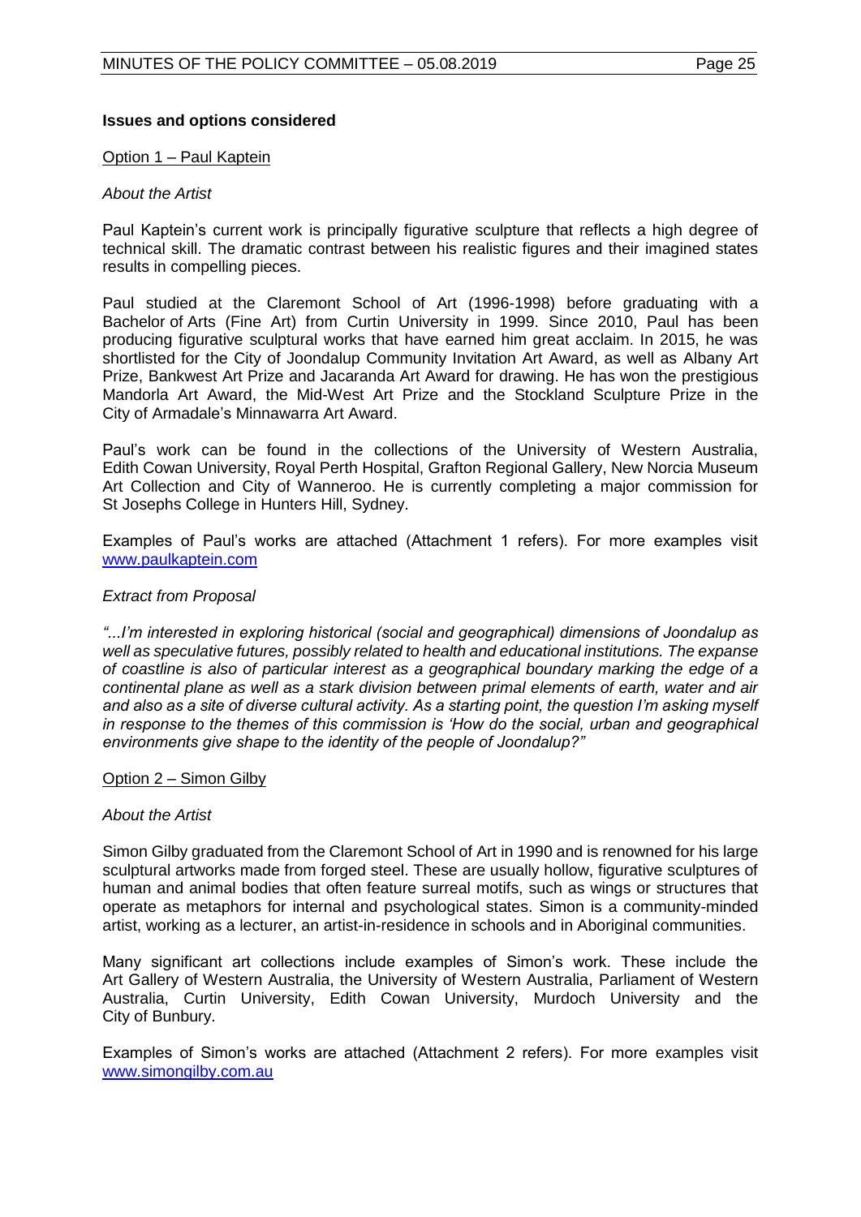**Issues and options considered**

Option 1 – Paul Kaptein

*About the Artist*

Paul Kaptein's current work is principally figurative sculpture that reflects a high degree of technical skill. The dramatic contrast between his realistic figures and their imagined states results in compelling pieces.

Paul studied at the Claremont School of Art (1996-1998) before graduating with a Bachelor of Arts (Fine Art) from Curtin University in 1999. Since 2010, Paul has been producing figurative sculptural works that have earned him great acclaim. In 2015, he was shortlisted for the City of Joondalup Community Invitation Art Award, as well as Albany Art Prize, Bankwest Art Prize and Jacaranda Art Award for drawing. He has won the prestigious Mandorla Art Award, the Mid-West Art Prize and the Stockland Sculpture Prize in the City of Armadale's Minnawarra Art Award.

Paul's work can be found in the collections of the University of Western Australia, Edith Cowan University, Royal Perth Hospital, Grafton Regional Gallery, New Norcia Museum Art Collection and City of Wanneroo. He is currently completing a major commission for St Josephs College in Hunters Hill, Sydney.

Examples of Paul's works are attached (Attachment 1 refers). For more examples visit www.paulkaptein.com

*Extract from Proposal*

*"...I'm interested in exploring historical (social and geographical) dimensions of Joondalup as well as speculative futures, possibly related to health and educational institutions. The expanse of coastline is also of particular interest as a geographical boundary marking the edge of a continental plane as well as a stark division between primal elements of earth, water and air and also as a site of diverse cultural activity. As a starting point, the question I'm asking myself in response to the themes of this commission is 'How do the social, urban and geographical environments give shape to the identity of the people of Joondalup?"*

Option 2 – Simon Gilby

*About the Artist*

Simon Gilby graduated from the Claremont School of Art in 1990 and is renowned for his large sculptural artworks made from forged steel. These are usually hollow, figurative sculptures of human and animal bodies that often feature surreal motifs, such as wings or structures that operate as metaphors for internal and psychological states. Simon is a community-minded artist, working as a lecturer, an artist-in-residence in schools and in Aboriginal communities.

Many significant art collections include examples of Simon's work. These include the Art Gallery of Western Australia, the University of Western Australia, Parliament of Western Australia, Curtin University, Edith Cowan University, Murdoch University and the City of Bunbury.

Examples of Simon's works are attached (Attachment 2 refers). For more examples visit www.simongilby.com.au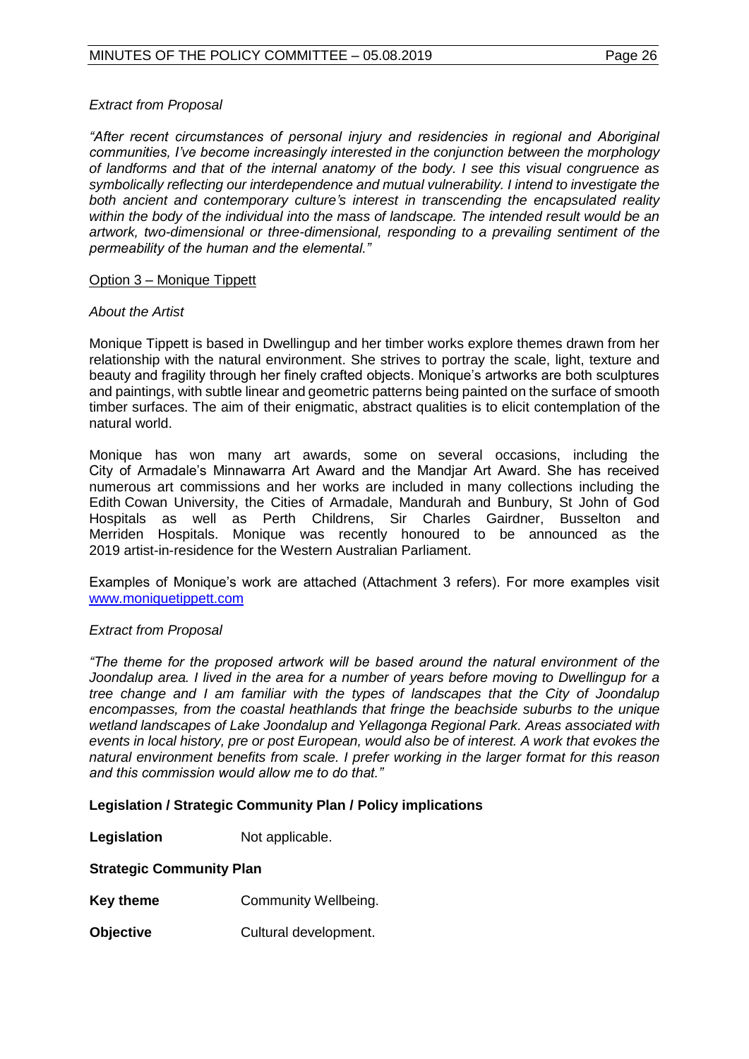*Extract from Proposal*

*"After recent circumstances of personal injury and residencies in regional and Aboriginal communities, I've become increasingly interested in the conjunction between the morphology of landforms and that of the internal anatomy of the body. I see this visual congruence as symbolically reflecting our interdependence and mutual vulnerability. I intend to investigate the both ancient and contemporary culture's interest in transcending the encapsulated reality within the body of the individual into the mass of landscape. The intended result would be an artwork, two-dimensional or three-dimensional, responding to a prevailing sentiment of the permeability of the human and the elemental."*

<u>Option 3 – Monique Tippett</u>

*About the Artist*

Monique Tippett is based in Dwellingup and her timber works explore themes drawn from her relationship with the natural environment. She strives to portray the scale, light, texture and beauty and fragility through her finely crafted objects. Monique's artworks are both sculptures and paintings, with subtle linear and geometric patterns being painted on the surface of smooth timber surfaces. The aim of their enigmatic, abstract qualities is to elicit contemplation of the natural world.

Monique has won many art awards, some on several occasions, including the City of Armadale's Minnawarra Art Award and the Mandjar Art Award. She has received numerous art commissions and her works are included in many collections including the Edith Cowan University, the Cities of Armadale, Mandurah and Bunbury, St John of God Hospitals as well as Perth Childrens, Sir Charles Gairdner, Busselton and Merriden Hospitals. Monique was recently honoured to be announced as the 2019 artist-in-residence for the Western Australian Parliament.

Examples of Monique's work are attached (Attachment 3 refers). For more examples visit www.moniquetippett.com

*Extract from Proposal*

*"The theme for the proposed artwork will be based around the natural environment of the Joondalup area. I lived in the area for a number of years before moving to Dwellingup for a tree change and I am familiar with the types of landscapes that the City of Joondalup encompasses, from the coastal heathlands that fringe the beachside suburbs to the unique wetland landscapes of Lake Joondalup and Yellagonga Regional Park. Areas associated with events in local history, pre or post European, would also be of interest. A work that evokes the natural environment benefits from scale. I prefer working in the larger format for this reason and this commission would allow me to do that."*

**Legislation / Strategic Community Plan / Policy implications**

**Legislation** Not applicable.

**Strategic Community Plan**

**Key theme** Community Wellbeing.

**Objective** Cultural development.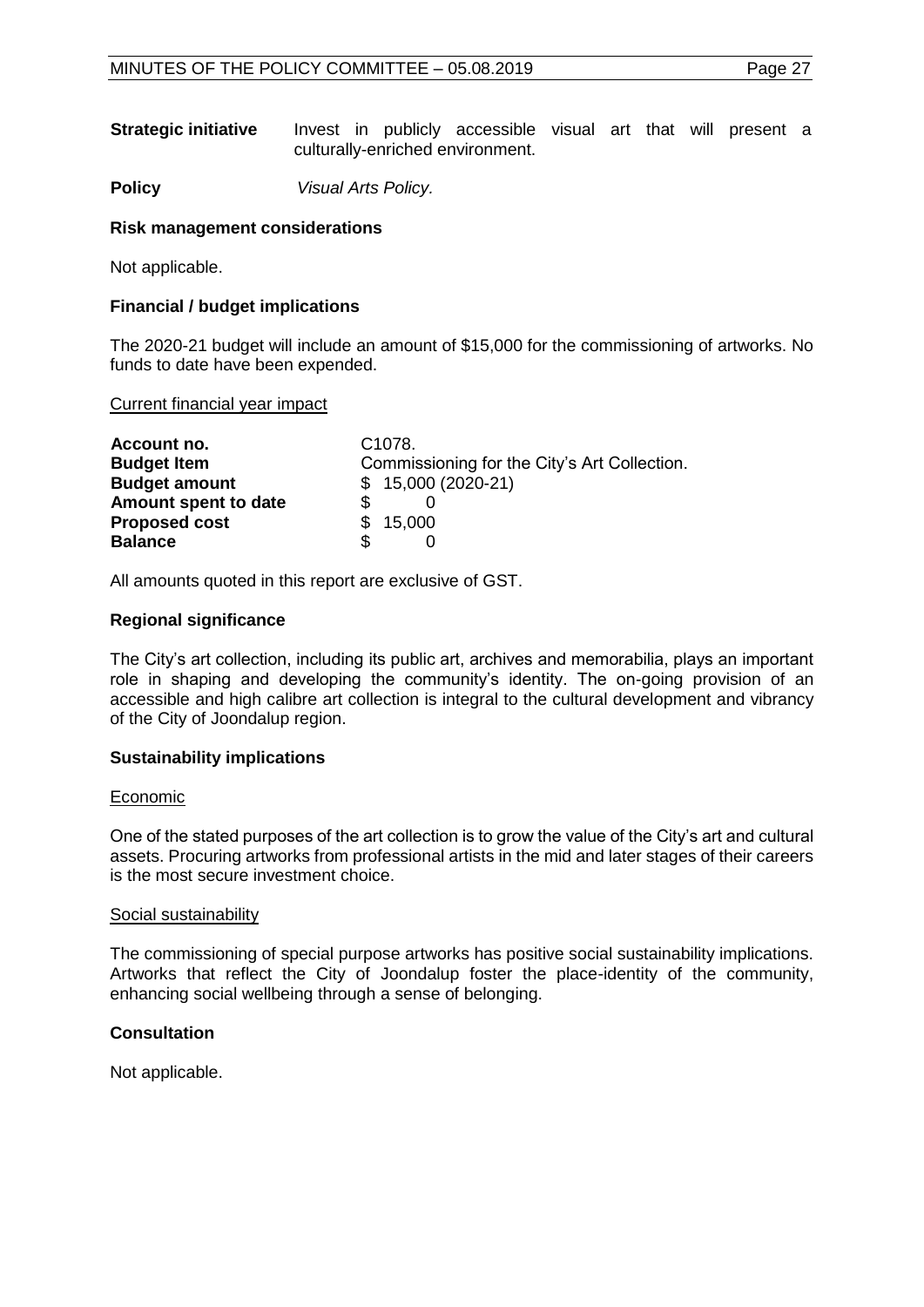**Strategic initiative** Invest in publicly accessible visual art that will present a culturally-enriched environment.

**Policy** *Visual Arts Policy.*

**Risk management considerations**

Not applicable.

**Financial / budget implications**

The 2020-21 budget will include an amount of $15,000 for the commissioning of artworks. No funds to date have been expended.

Current financial year impact

| | |
|---|---|
| **Account no.** | C1078. |
| **Budget Item** | Commissioning for the City's Art Collection. |
| **Budget amount** | $ 15,000 (2020-21) |
| **Amount spent to date** | $ 0 |
| **Proposed cost** | $ 15,000 |
| **Balance** | $ 0 |

All amounts quoted in this report are exclusive of GST.

**Regional significance**

The City's art collection, including its public art, archives and memorabilia, plays an important role in shaping and developing the community's identity. The on-going provision of an accessible and high calibre art collection is integral to the cultural development and vibrancy of the City of Joondalup region.

**Sustainability implications**

Economic

One of the stated purposes of the art collection is to grow the value of the City's art and cultural assets. Procuring artworks from professional artists in the mid and later stages of their careers is the most secure investment choice.

Social sustainability

The commissioning of special purpose artworks has positive social sustainability implications. Artworks that reflect the City of Joondalup foster the place-identity of the community, enhancing social wellbeing through a sense of belonging.

**Consultation**

Not applicable.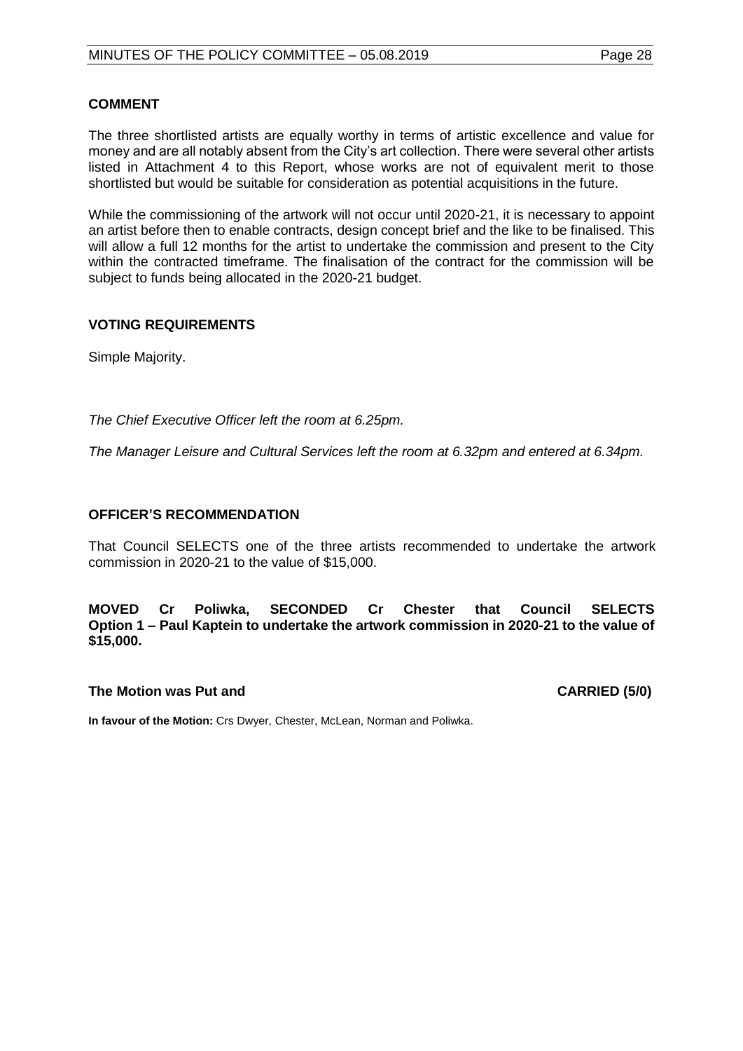### COMMENT

The three shortlisted artists are equally worthy in terms of artistic excellence and value for money and are all notably absent from the City's art collection. There were several other artists listed in Attachment 4 to this Report, whose works are not of equivalent merit to those shortlisted but would be suitable for consideration as potential acquisitions in the future.

While the commissioning of the artwork will not occur until 2020-21, it is necessary to appoint an artist before then to enable contracts, design concept brief and the like to be finalised. This will allow a full 12 months for the artist to undertake the commission and present to the City within the contracted timeframe. The finalisation of the contract for the commission will be subject to funds being allocated in the 2020-21 budget.

### VOTING REQUIREMENTS

Simple Majority.

*The Chief Executive Officer left the room at 6.25pm.*

*The Manager Leisure and Cultural Services left the room at 6.32pm and entered at 6.34pm.*

### OFFICER'S RECOMMENDATION

That Council SELECTS one of the three artists recommended to undertake the artwork commission in 2020-21 to the value of $15,000.

**MOVED Cr Poliwka, SECONDED Cr Chester that Council SELECTS Option 1 – Paul Kaptein to undertake the artwork commission in 2020-21 to the value of $15,000.**

**The Motion was Put and CARRIED (5/0)**

**In favour of the Motion:** Crs Dwyer, Chester, McLean, Norman and Poliwka.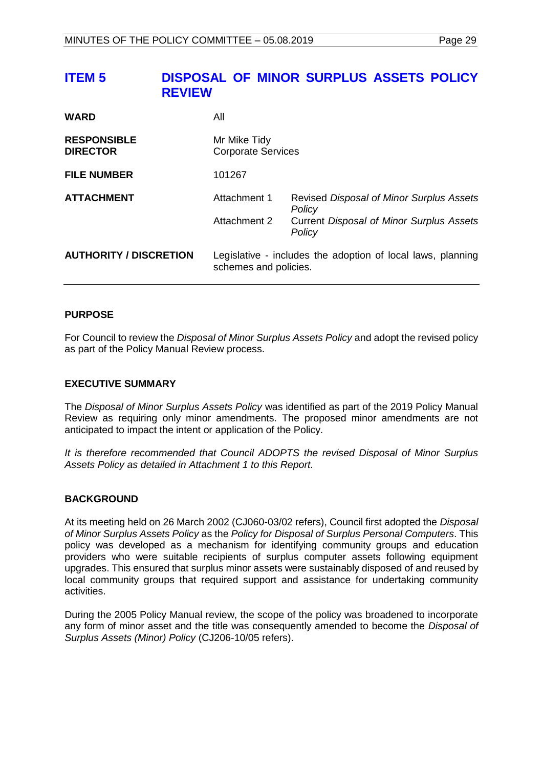# ITEM 5 DISPOSAL OF MINOR SURPLUS ASSETS POLICY REVIEW

| | | |
|---|---|---|
| **WARD** | All | |
| **RESPONSIBLE DIRECTOR** | Mr Mike Tidy<br>Corporate Services | |
| **FILE NUMBER** | 101267 | |
| **ATTACHMENT** | Attachment 1 | Revised *Disposal of Minor Surplus Assets Policy* |
| | Attachment 2 | Current *Disposal of Minor Surplus Assets Policy* |
| **AUTHORITY / DISCRETION** | Legislative - includes the adoption of local laws, planning schemes and policies. | |

## PURPOSE

For Council to review the *Disposal of Minor Surplus Assets Policy* and adopt the revised policy as part of the Policy Manual Review process.

## EXECUTIVE SUMMARY

The *Disposal of Minor Surplus Assets Policy* was identified as part of the 2019 Policy Manual Review as requiring only minor amendments. The proposed minor amendments are not anticipated to impact the intent or application of the Policy.

*It is therefore recommended that Council ADOPTS the revised Disposal of Minor Surplus Assets Policy as detailed in Attachment 1 to this Report.*

## BACKGROUND

At its meeting held on 26 March 2002 (CJ060-03/02 refers), Council first adopted the *Disposal of Minor Surplus Assets Policy* as the *Policy for Disposal of Surplus Personal Computers*. This policy was developed as a mechanism for identifying community groups and education providers who were suitable recipients of surplus computer assets following equipment upgrades. This ensured that surplus minor assets were sustainably disposed of and reused by local community groups that required support and assistance for undertaking community activities.

During the 2005 Policy Manual review, the scope of the policy was broadened to incorporate any form of minor asset and the title was consequently amended to become the *Disposal of Surplus Assets (Minor) Policy* (CJ206-10/05 refers).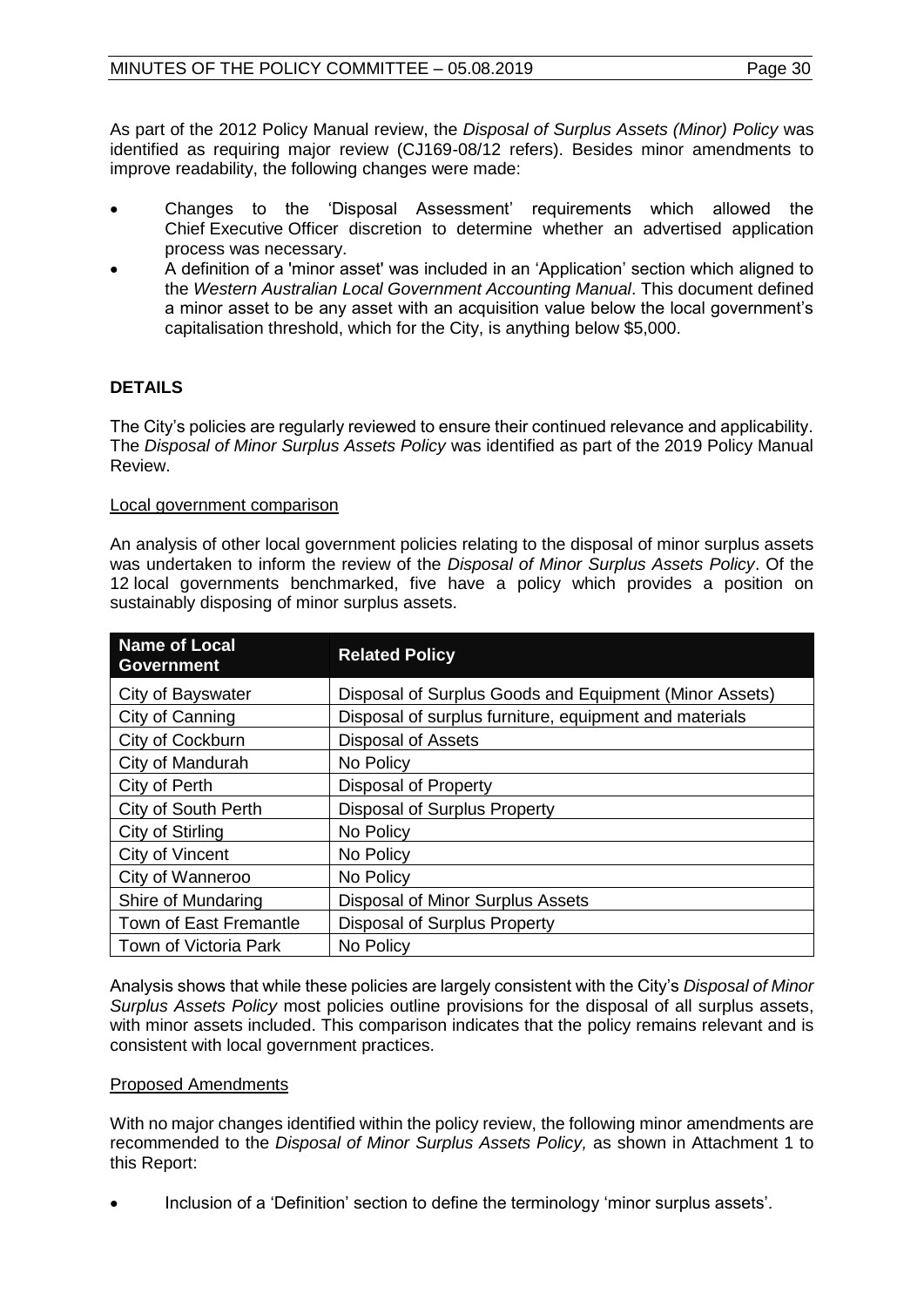As part of the 2012 Policy Manual review, the *Disposal of Surplus Assets (Minor) Policy* was identified as requiring major review (CJ169-08/12 refers). Besides minor amendments to improve readability, the following changes were made:

- Changes to the 'Disposal Assessment' requirements which allowed the Chief Executive Officer discretion to determine whether an advertised application process was necessary.
- A definition of a 'minor asset' was included in an 'Application' section which aligned to the *Western Australian Local Government Accounting Manual*. This document defined a minor asset to be any asset with an acquisition value below the local government's capitalisation threshold, which for the City, is anything below $5,000.

**DETAILS**

The City's policies are regularly reviewed to ensure their continued relevance and applicability. The *Disposal of Minor Surplus Assets Policy* was identified as part of the 2019 Policy Manual Review.

Local government comparison

An analysis of other local government policies relating to the disposal of minor surplus assets was undertaken to inform the review of the *Disposal of Minor Surplus Assets Policy*. Of the 12 local governments benchmarked, five have a policy which provides a position on sustainably disposing of minor surplus assets.

| Name of Local Government | Related Policy |
|---|---|
| City of Bayswater | Disposal of Surplus Goods and Equipment (Minor Assets) |
| City of Canning | Disposal of surplus furniture, equipment and materials |
| City of Cockburn | Disposal of Assets |
| City of Mandurah | No Policy |
| City of Perth | Disposal of Property |
| City of South Perth | Disposal of Surplus Property |
| City of Stirling | No Policy |
| City of Vincent | No Policy |
| City of Wanneroo | No Policy |
| Shire of Mundaring | Disposal of Minor Surplus Assets |
| Town of East Fremantle | Disposal of Surplus Property |
| Town of Victoria Park | No Policy |

Analysis shows that while these policies are largely consistent with the City's *Disposal of Minor Surplus Assets Policy* most policies outline provisions for the disposal of all surplus assets, with minor assets included. This comparison indicates that the policy remains relevant and is consistent with local government practices.

Proposed Amendments

With no major changes identified within the policy review, the following minor amendments are recommended to the *Disposal of Minor Surplus Assets Policy,* as shown in Attachment 1 to this Report:

- Inclusion of a 'Definition' section to define the terminology 'minor surplus assets'.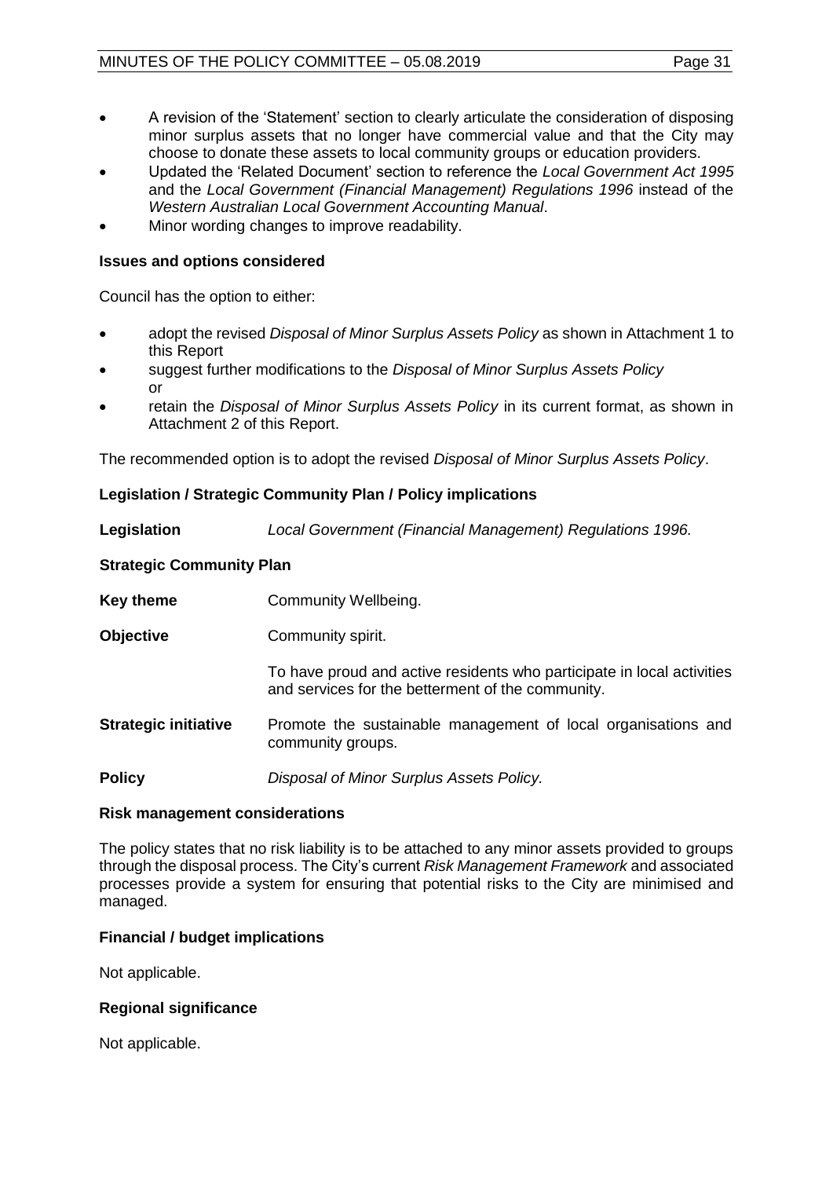- A revision of the 'Statement' section to clearly articulate the consideration of disposing minor surplus assets that no longer have commercial value and that the City may choose to donate these assets to local community groups or education providers.
- Updated the 'Related Document' section to reference the *Local Government Act 1995* and the *Local Government (Financial Management) Regulations 1996* instead of the *Western Australian Local Government Accounting Manual*.
- Minor wording changes to improve readability.

**Issues and options considered**

Council has the option to either:

- adopt the revised *Disposal of Minor Surplus Assets Policy* as shown in Attachment 1 to this Report
- suggest further modifications to the *Disposal of Minor Surplus Assets Policy* or
- retain the *Disposal of Minor Surplus Assets Policy* in its current format, as shown in Attachment 2 of this Report.

The recommended option is to adopt the revised *Disposal of Minor Surplus Assets Policy*.

**Legislation / Strategic Community Plan / Policy implications**

**Legislation** *Local Government (Financial Management) Regulations 1996.*

**Strategic Community Plan**

**Key theme** Community Wellbeing.

**Objective** Community spirit.

To have proud and active residents who participate in local activities and services for the betterment of the community.

**Strategic initiative** Promote the sustainable management of local organisations and community groups.

**Policy** *Disposal of Minor Surplus Assets Policy.*

**Risk management considerations**

The policy states that no risk liability is to be attached to any minor assets provided to groups through the disposal process. The City's current *Risk Management Framework* and associated processes provide a system for ensuring that potential risks to the City are minimised and managed.

**Financial / budget implications**

Not applicable.

**Regional significance**

Not applicable.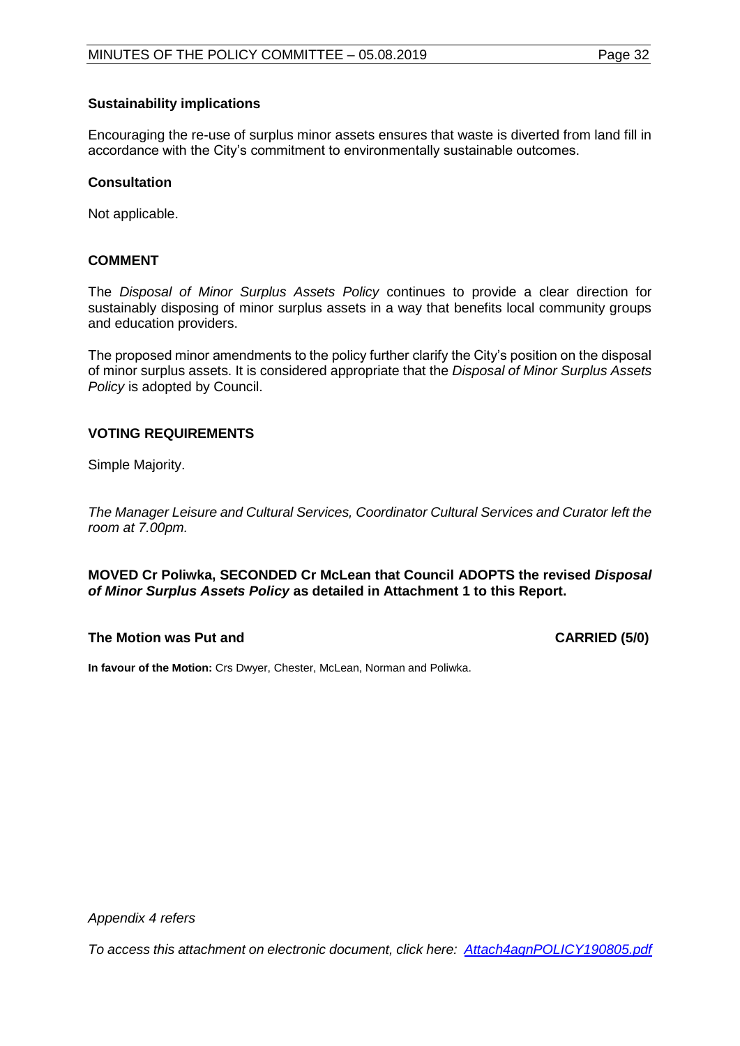### Sustainability implications

Encouraging the re-use of surplus minor assets ensures that waste is diverted from land fill in accordance with the City's commitment to environmentally sustainable outcomes.

### Consultation

Not applicable.

## COMMENT

The *Disposal of Minor Surplus Assets Policy* continues to provide a clear direction for sustainably disposing of minor surplus assets in a way that benefits local community groups and education providers.

The proposed minor amendments to the policy further clarify the City's position on the disposal of minor surplus assets. It is considered appropriate that the *Disposal of Minor Surplus Assets Policy* is adopted by Council.

## VOTING REQUIREMENTS

Simple Majority.

*The Manager Leisure and Cultural Services, Coordinator Cultural Services and Curator left the room at 7.00pm.*

**MOVED Cr Poliwka, SECONDED Cr McLean that Council ADOPTS the revised *Disposal of Minor Surplus Assets Policy* as detailed in Attachment 1 to this Report.**

**The Motion was Put and CARRIED (5/0)**

**In favour of the Motion:** Crs Dwyer, Chester, McLean, Norman and Poliwka.

*Appendix 4 refers*

*To access this attachment on electronic document, click here: Attach4agnPOLICY190805.pdf*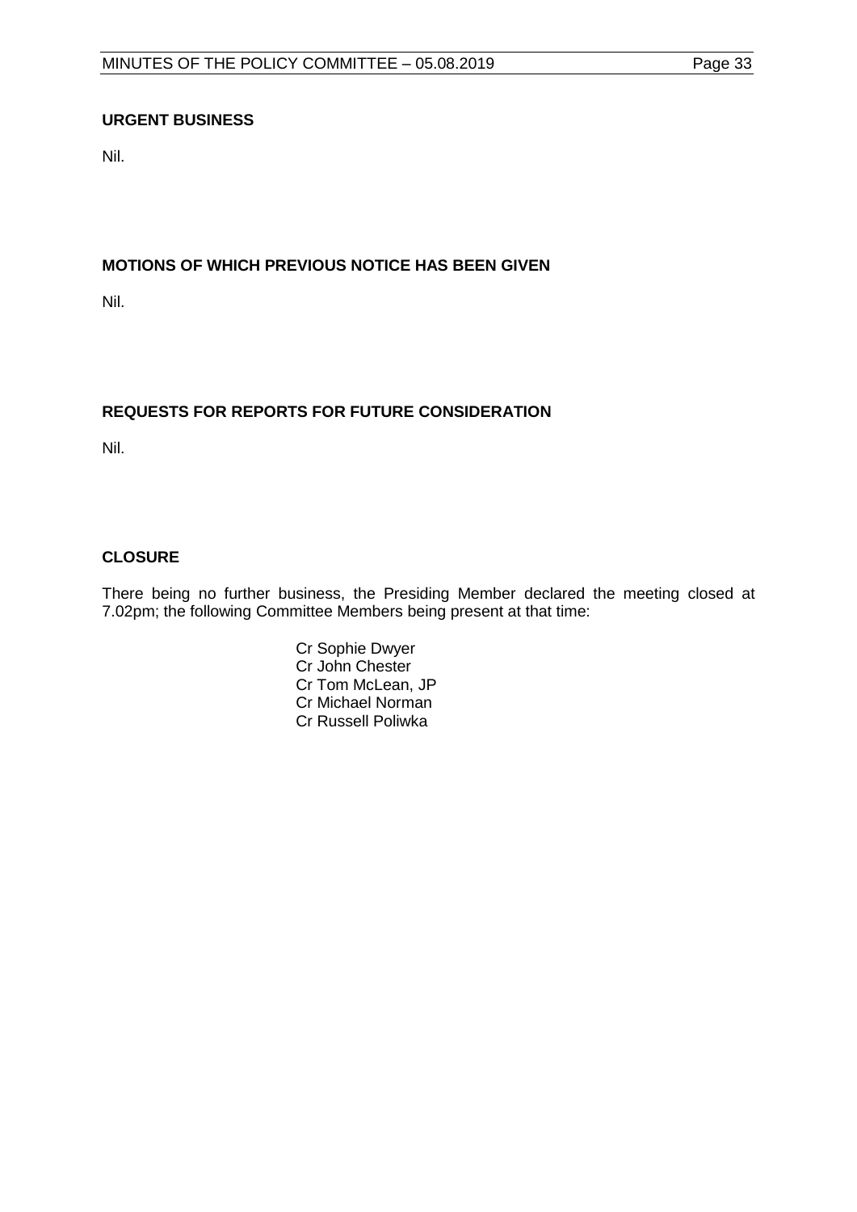**URGENT BUSINESS**

Nil.

**MOTIONS OF WHICH PREVIOUS NOTICE HAS BEEN GIVEN**

Nil.

**REQUESTS FOR REPORTS FOR FUTURE CONSIDERATION**

Nil.

**CLOSURE**

There being no further business, the Presiding Member declared the meeting closed at 7.02pm; the following Committee Members being present at that time:

Cr Sophie Dwyer  
Cr John Chester  
Cr Tom McLean, JP  
Cr Michael Norman  
Cr Russell Poliwka